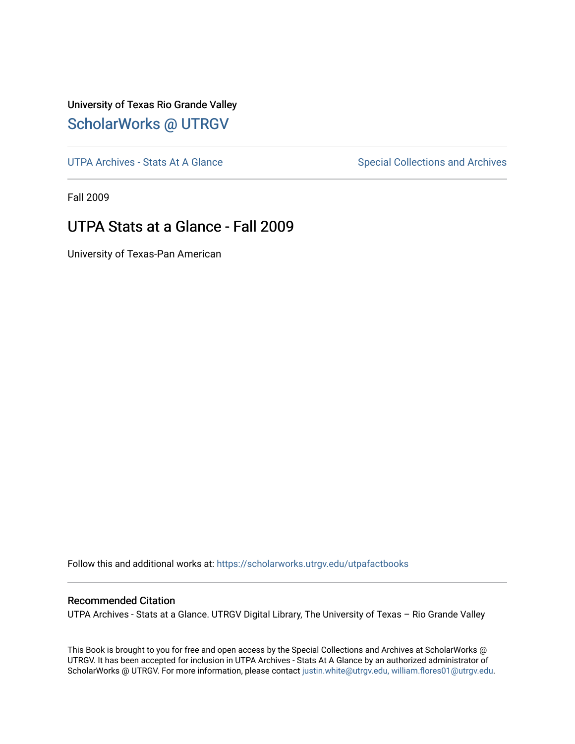University of Texas Rio Grande Valley

## ScholarWorks @ UTRGV

UTPA Archives - Stats At A Glance

Special Collections and Archives

Fall 2009

# UTPA Stats at a Glance - Fall 2009

University of Texas-Pan American

Follow this and additional works at: https://scholarworks.utrgv.edu/utpafactbooks

### Recommended Citation

UTPA Archives - Stats at a Glance. UTRGV Digital Library, The University of Texas – Rio Grande Valley

This Book is brought to you for free and open access by the Special Collections and Archives at ScholarWorks @ UTRGV. It has been accepted for inclusion in UTPA Archives - Stats At A Glance by an authorized administrator of ScholarWorks @ UTRGV. For more information, please contact justin.white@utrgv.edu, william.flores01@utrgv.edu.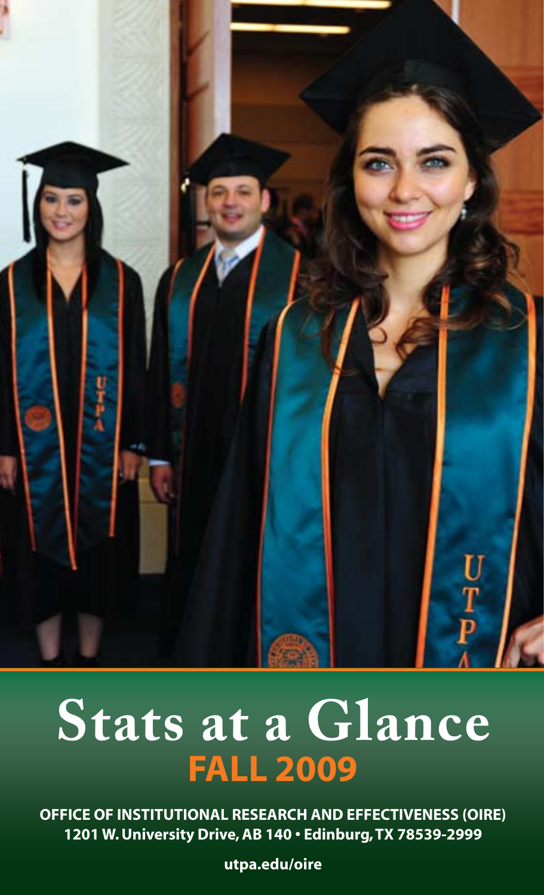# Stats at a Glance

## FALL 2009

**OFFICE OF INSTITUTIONAL RESEARCH AND EFFECTIVENESS (OIRE)**
**1201 W. University Drive, AB 140 • Edinburg, TX 78539-2999**

**utpa.edu/oire**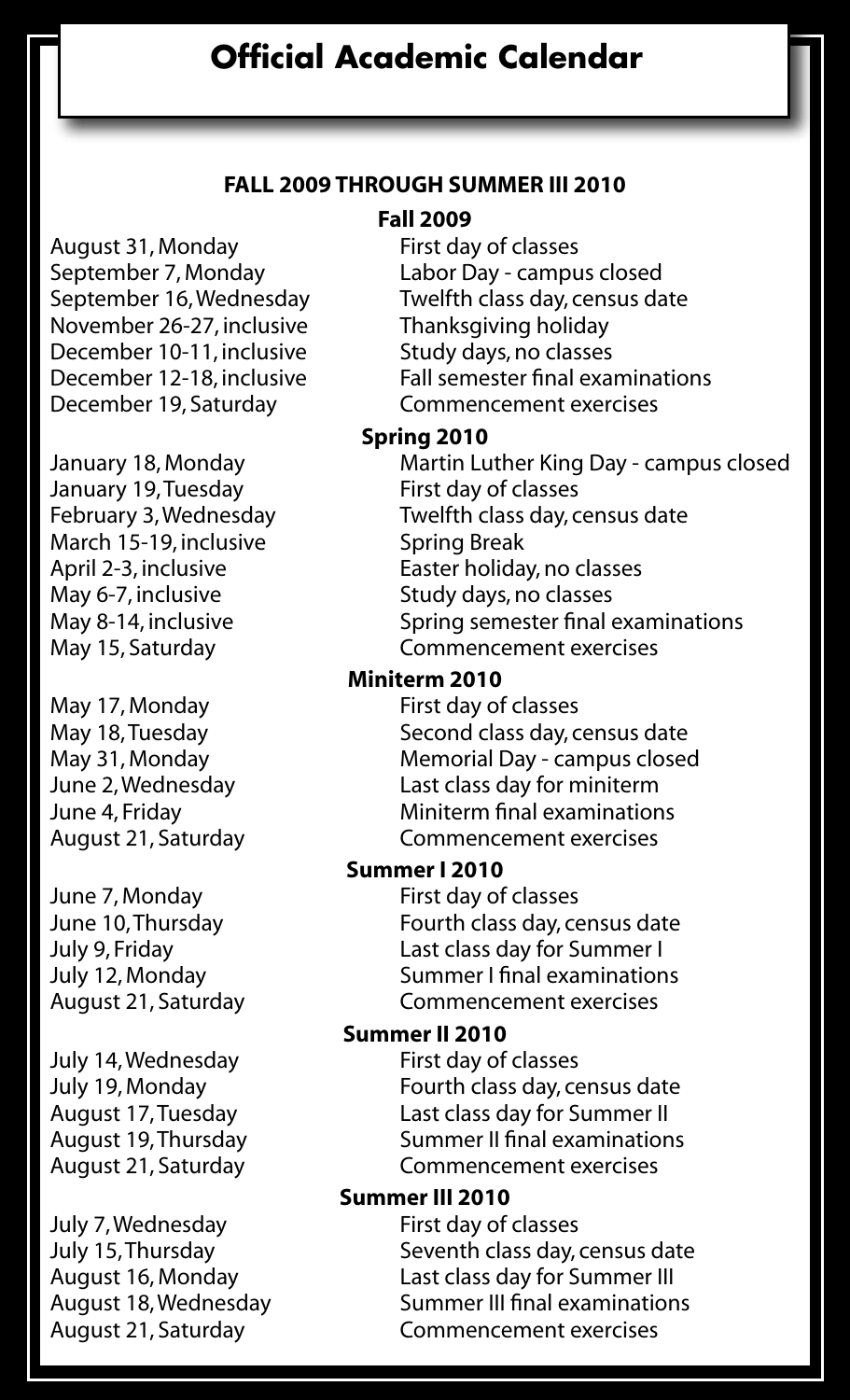# Official Academic Calendar

## FALL 2009 THROUGH SUMMER III 2010

### Fall 2009

| | |
|---|---|
| August 31, Monday | First day of classes |
| September 7, Monday | Labor Day - campus closed |
| September 16, Wednesday | Twelfth class day, census date |
| November 26-27, inclusive | Thanksgiving holiday |
| December 10-11, inclusive | Study days, no classes |
| December 12-18, inclusive | Fall semester final examinations |
| December 19, Saturday | Commencement exercises |

### Spring 2010

| | |
|---|---|
| January 18, Monday | Martin Luther King Day - campus closed |
| January 19, Tuesday | First day of classes |
| February 3, Wednesday | Twelfth class day, census date |
| March 15-19, inclusive | Spring Break |
| April 2-3, inclusive | Easter holiday, no classes |
| May 6-7, inclusive | Study days, no classes |
| May 8-14, inclusive | Spring semester final examinations |
| May 15, Saturday | Commencement exercises |

### Miniterm 2010

| | |
|---|---|
| May 17, Monday | First day of classes |
| May 18, Tuesday | Second class day, census date |
| May 31, Monday | Memorial Day - campus closed |
| June 2, Wednesday | Last class day for miniterm |
| June 4, Friday | Miniterm final examinations |
| August 21, Saturday | Commencement exercises |

### Summer I 2010

| | |
|---|---|
| June 7, Monday | First day of classes |
| June 10, Thursday | Fourth class day, census date |
| July 9, Friday | Last class day for Summer I |
| July 12, Monday | Summer I final examinations |
| August 21, Saturday | Commencement exercises |

### Summer II 2010

| | |
|---|---|
| July 14, Wednesday | First day of classes |
| July 19, Monday | Fourth class day, census date |
| August 17, Tuesday | Last class day for Summer II |
| August 19, Thursday | Summer II final examinations |
| August 21, Saturday | Commencement exercises |

### Summer III 2010

| | |
|---|---|
| July 7, Wednesday | First day of classes |
| July 15, Thursday | Seventh class day, census date |
| August 16, Monday | Last class day for Summer III |
| August 18, Wednesday | Summer III final examinations |
| August 21, Saturday | Commencement exercises |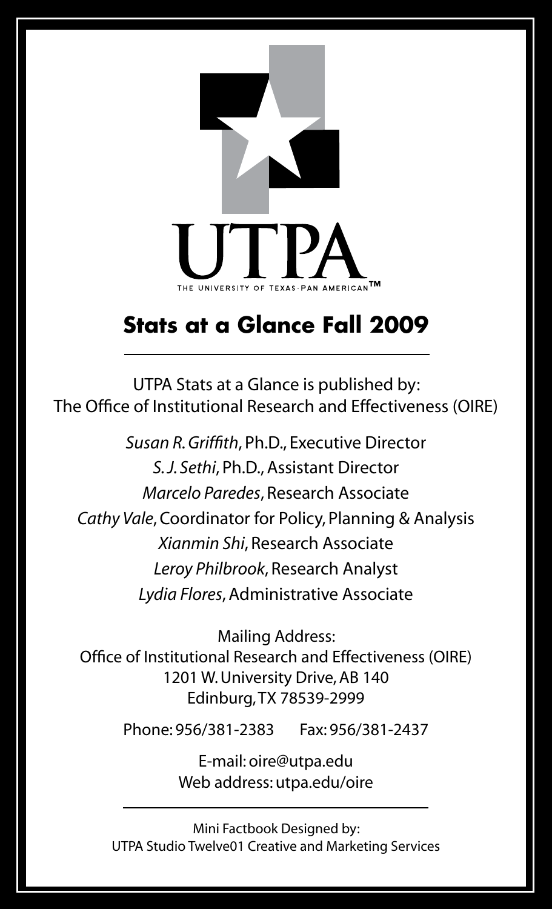UTPA

THE UNIVERSITY OF TEXAS-PAN AMERICAN™

# Stats at a Glance Fall 2009

UTPA Stats at a Glance is published by:
The Office of Institutional Research and Effectiveness (OIRE)

*Susan R. Griffith*, Ph.D., Executive Director
*S. J. Sethi*, Ph.D., Assistant Director
*Marcelo Paredes*, Research Associate
*Cathy Vale*, Coordinator for Policy, Planning & Analysis
*Xianmin Shi*, Research Associate
*Leroy Philbrook*, Research Analyst
*Lydia Flores*, Administrative Associate

Mailing Address:
Office of Institutional Research and Effectiveness (OIRE)
1201 W. University Drive, AB 140
Edinburg, TX 78539-2999

Phone: 956/381-2383 Fax: 956/381-2437

E-mail: oire@utpa.edu
Web address: utpa.edu/oire

Mini Factbook Designed by:
UTPA Studio Twelve01 Creative and Marketing Services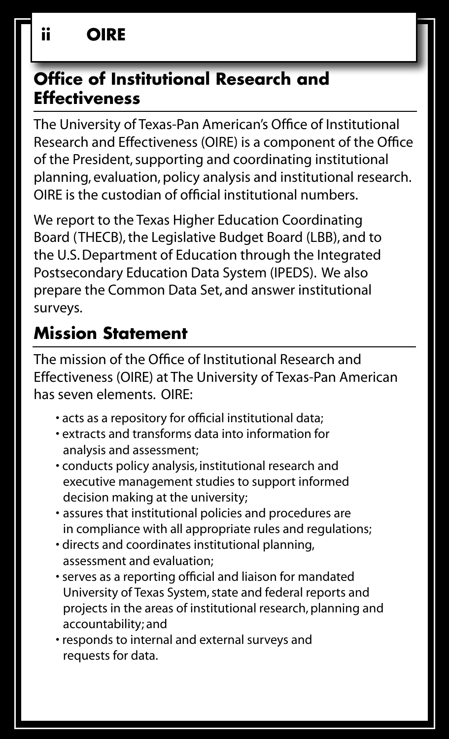## Office of Institutional Research and Effectiveness

The University of Texas-Pan American's Office of Institutional Research and Effectiveness (OIRE) is a component of the Office of the President, supporting and coordinating institutional planning, evaluation, policy analysis and institutional research. OIRE is the custodian of official institutional numbers.

We report to the Texas Higher Education Coordinating Board (THECB), the Legislative Budget Board (LBB), and to the U.S. Department of Education through the Integrated Postsecondary Education Data System (IPEDS). We also prepare the Common Data Set, and answer institutional surveys.

## Mission Statement

The mission of the Office of Institutional Research and Effectiveness (OIRE) at The University of Texas-Pan American has seven elements. OIRE:

- acts as a repository for official institutional data;
- extracts and transforms data into information for analysis and assessment;
- conducts policy analysis, institutional research and executive management studies to support informed decision making at the university;
- assures that institutional policies and procedures are in compliance with all appropriate rules and regulations;
- directs and coordinates institutional planning, assessment and evaluation;
- serves as a reporting official and liaison for mandated University of Texas System, state and federal reports and projects in the areas of institutional research, planning and accountability; and
- responds to internal and external surveys and requests for data.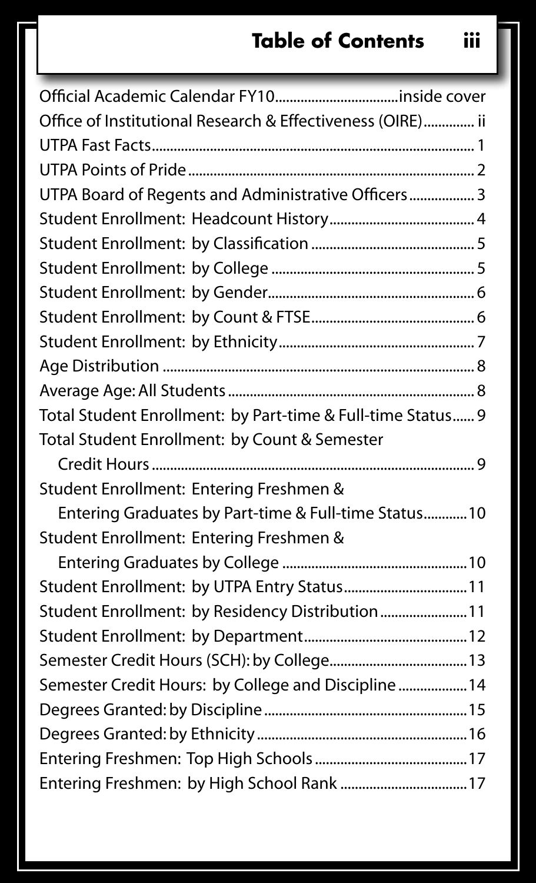# Table of Contents

| | |
|---|---|
| Official Academic Calendar FY10 | inside cover |
| Office of Institutional Research & Effectiveness (OIRE) | ii |
| UTPA Fast Facts | 1 |
| UTPA Points of Pride | 2 |
| UTPA Board of Regents and Administrative Officers | 3 |
| Student Enrollment: Headcount History | 4 |
| Student Enrollment: by Classification | 5 |
| Student Enrollment: by College | 5 |
| Student Enrollment: by Gender | 6 |
| Student Enrollment: by Count & FTSE | 6 |
| Student Enrollment: by Ethnicity | 7 |
| Age Distribution | 8 |
| Average Age: All Students | 8 |
| Total Student Enrollment: by Part-time & Full-time Status | 9 |
| Total Student Enrollment: by Count & Semester Credit Hours | 9 |
| Student Enrollment: Entering Freshmen & Entering Graduates by Part-time & Full-time Status | 10 |
| Student Enrollment: Entering Freshmen & Entering Graduates by College | 10 |
| Student Enrollment: by UTPA Entry Status | 11 |
| Student Enrollment: by Residency Distribution | 11 |
| Student Enrollment: by Department | 12 |
| Semester Credit Hours (SCH): by College | 13 |
| Semester Credit Hours: by College and Discipline | 14 |
| Degrees Granted: by Discipline | 15 |
| Degrees Granted: by Ethnicity | 16 |
| Entering Freshmen: Top High Schools | 17 |
| Entering Freshmen: by High School Rank | 17 |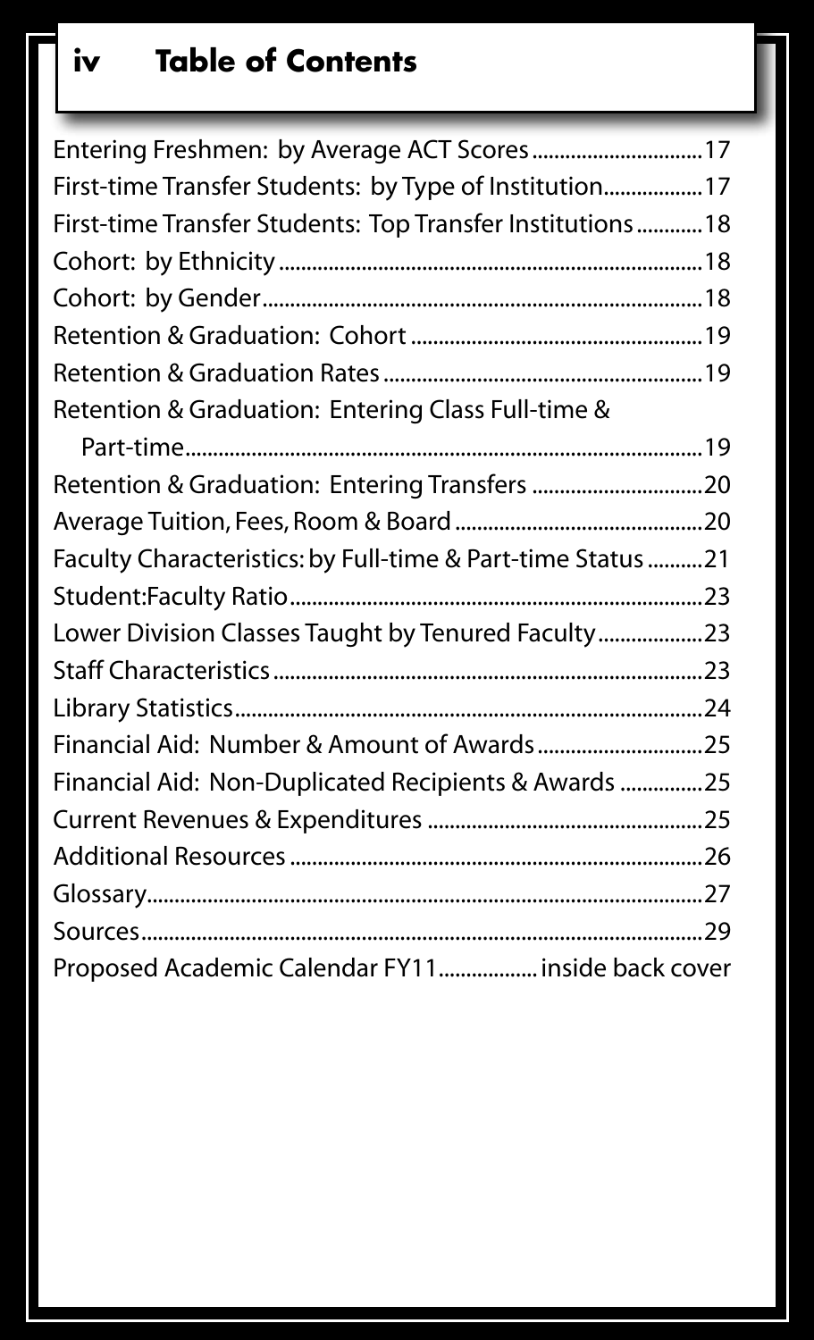# Table of Contents

| | |
|---|---|
| Entering Freshmen: by Average ACT Scores | 17 |
| First-time Transfer Students: by Type of Institution | 17 |
| First-time Transfer Students: Top Transfer Institutions | 18 |
| Cohort: by Ethnicity | 18 |
| Cohort: by Gender | 18 |
| Retention & Graduation: Cohort | 19 |
| Retention & Graduation Rates | 19 |
| Retention & Graduation: Entering Class Full-time & Part-time | 19 |
| Retention & Graduation: Entering Transfers | 20 |
| Average Tuition, Fees, Room & Board | 20 |
| Faculty Characteristics: by Full-time & Part-time Status | 21 |
| Student:Faculty Ratio | 23 |
| Lower Division Classes Taught by Tenured Faculty | 23 |
| Staff Characteristics | 23 |
| Library Statistics | 24 |
| Financial Aid: Number & Amount of Awards | 25 |
| Financial Aid: Non-Duplicated Recipients & Awards | 25 |
| Current Revenues & Expenditures | 25 |
| Additional Resources | 26 |
| Glossary | 27 |
| Sources | 29 |
| Proposed Academic Calendar FY11 | inside back cover |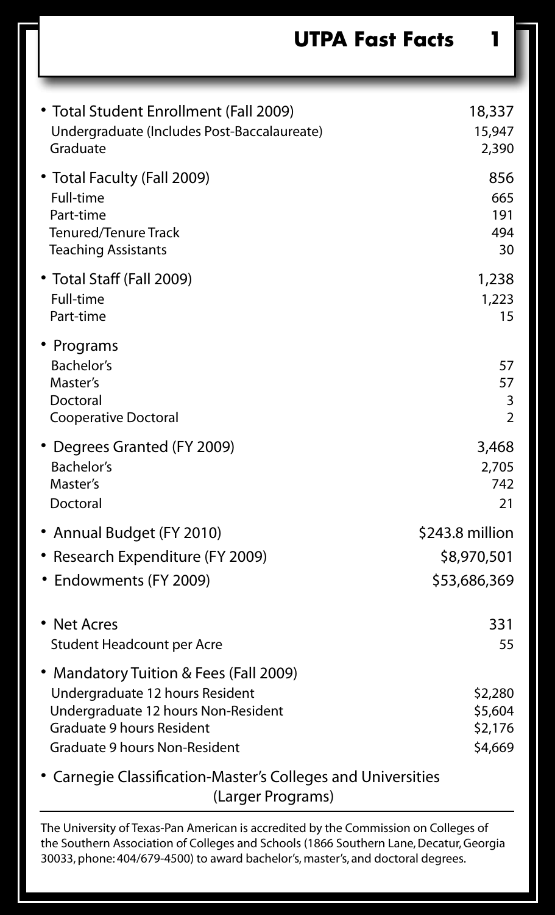# UTPA Fast Facts

| | |
|---|---|
| **Total Student Enrollment (Fall 2009)** | **18,337** |
| Undergraduate (Includes Post-Baccalaureate) | 15,947 |
| Graduate | 2,390 |
| **Total Faculty (Fall 2009)** | **856** |
| Full-time | 665 |
| Part-time | 191 |
| Tenured/Tenure Track | 494 |
| Teaching Assistants | 30 |
| **Total Staff (Fall 2009)** | **1,238** |
| Full-time | 1,223 |
| Part-time | 15 |
| **Programs** | |
| Bachelor's | 57 |
| Master's | 57 |
| Doctoral | 3 |
| Cooperative Doctoral | 2 |
| **Degrees Granted (FY 2009)** | **3,468** |
| Bachelor's | 2,705 |
| Master's | 742 |
| Doctoral | 21 |
| **Annual Budget (FY 2010)** | **$243.8 million** |
| **Research Expenditure (FY 2009)** | **$8,970,501** |
| **Endowments (FY 2009)** | **$53,686,369** |
| **Net Acres** | **331** |
| Student Headcount per Acre | 55 |
| **Mandatory Tuition & Fees (Fall 2009)** | |
| Undergraduate 12 hours Resident | $2,280 |
| Undergraduate 12 hours Non-Resident | $5,604 |
| Graduate 9 hours Resident | $2,176 |
| Graduate 9 hours Non-Resident | $4,669 |

- Carnegie Classification-Master's Colleges and Universities (Larger Programs)

The University of Texas-Pan American is accredited by the Commission on Colleges of the Southern Association of Colleges and Schools (1866 Southern Lane, Decatur, Georgia 30033, phone: 404/679-4500) to award bachelor's, master's, and doctoral degrees.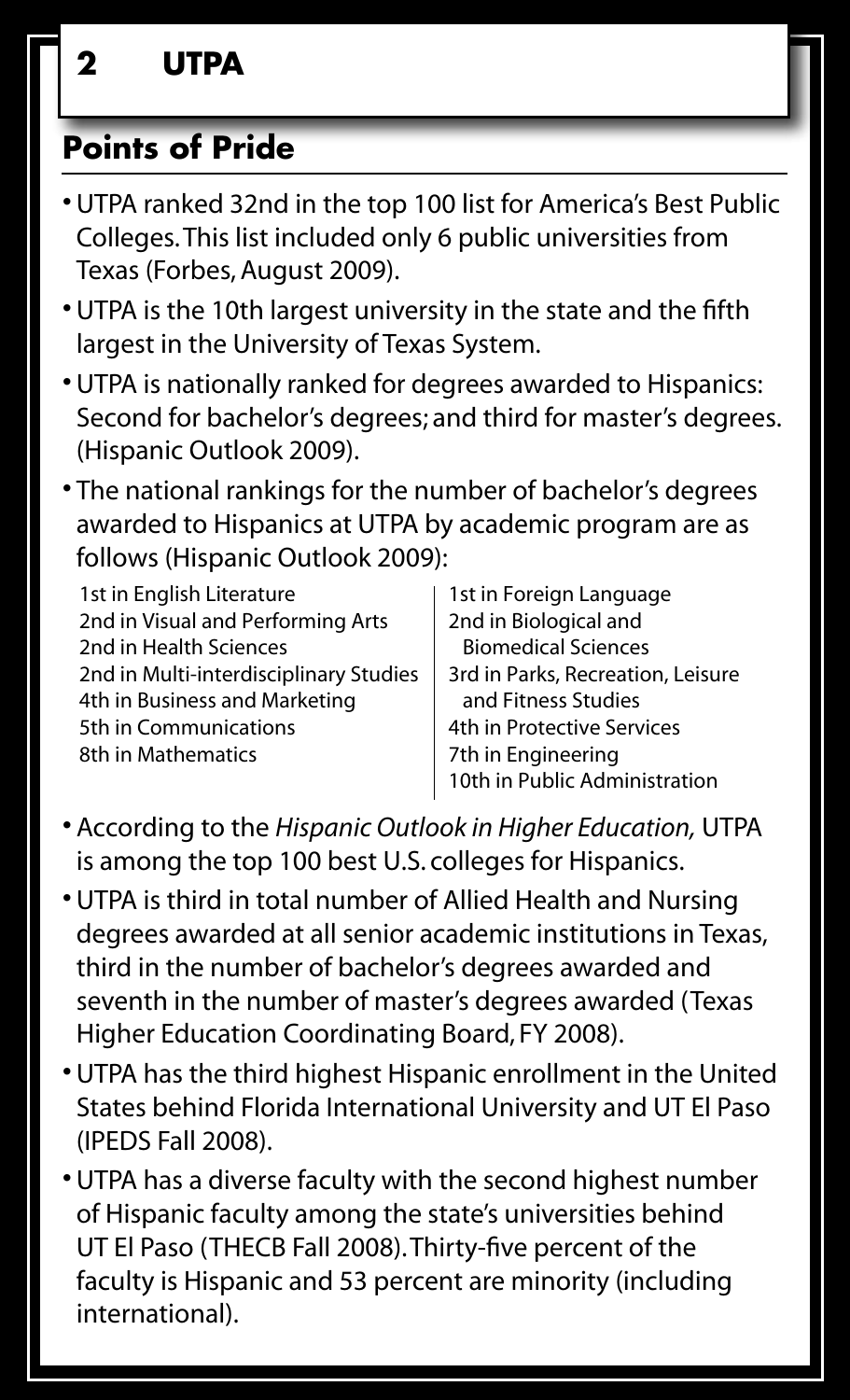## Points of Pride

- UTPA ranked 32nd in the top 100 list for America's Best Public Colleges. This list included only 6 public universities from Texas (Forbes, August 2009).
- UTPA is the 10th largest university in the state and the fifth largest in the University of Texas System.
- UTPA is nationally ranked for degrees awarded to Hispanics: Second for bachelor's degrees; and third for master's degrees. (Hispanic Outlook 2009).
- The national rankings for the number of bachelor's degrees awarded to Hispanics at UTPA by academic program are as follows (Hispanic Outlook 2009):

  1st in English Literature
  2nd in Visual and Performing Arts
  2nd in Health Sciences
  2nd in Multi-interdisciplinary Studies
  4th in Business and Marketing
  5th in Communications
  8th in Mathematics
  1st in Foreign Language
  2nd in Biological and Biomedical Sciences
  3rd in Parks, Recreation, Leisure and Fitness Studies
  4th in Protective Services
  7th in Engineering
  10th in Public Administration

- According to the *Hispanic Outlook in Higher Education,* UTPA is among the top 100 best U.S. colleges for Hispanics.
- UTPA is third in total number of Allied Health and Nursing degrees awarded at all senior academic institutions in Texas, third in the number of bachelor's degrees awarded and seventh in the number of master's degrees awarded (Texas Higher Education Coordinating Board, FY 2008).
- UTPA has the third highest Hispanic enrollment in the United States behind Florida International University and UT El Paso (IPEDS Fall 2008).
- UTPA has a diverse faculty with the second highest number of Hispanic faculty among the state's universities behind UT El Paso (THECB Fall 2008). Thirty-five percent of the faculty is Hispanic and 53 percent are minority (including international).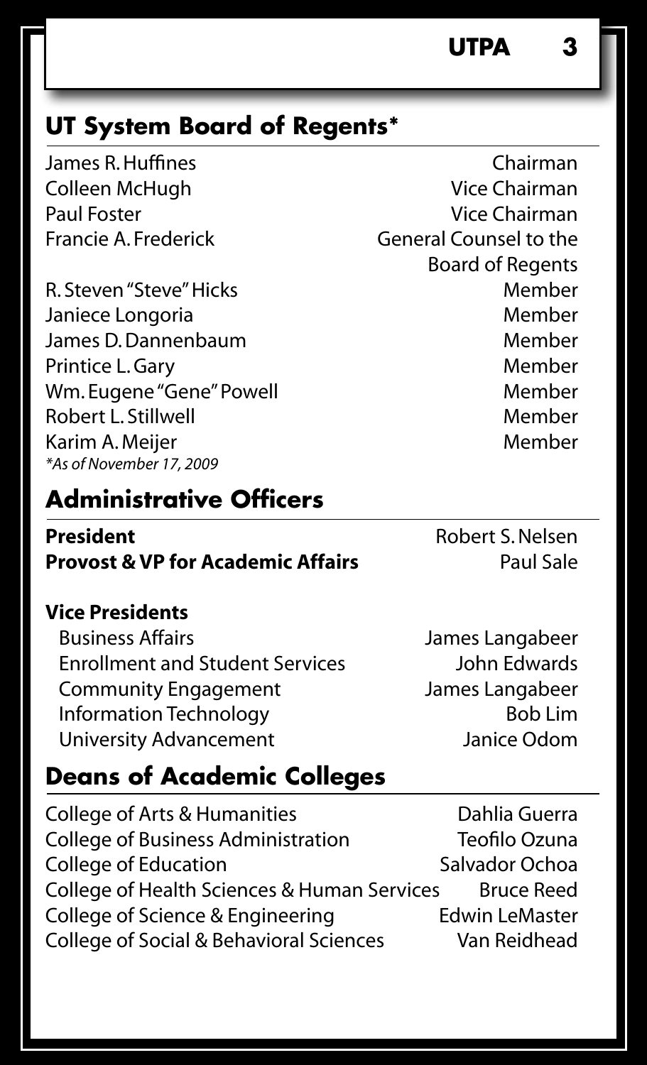## UT System Board of Regents*

| | |
|---|---|
| James R. Huffines | Chairman |
| Colleen McHugh | Vice Chairman |
| Paul Foster | Vice Chairman |
| Francie A. Frederick | General Counsel to the Board of Regents |
| R. Steven "Steve" Hicks | Member |
| Janiece Longoria | Member |
| James D. Dannenbaum | Member |
| Printice L. Gary | Member |
| Wm. Eugene "Gene" Powell | Member |
| Robert L. Stillwell | Member |
| Karim A. Meijer | Member |

*As of November 17, 2009*

## Administrative Officers

| | |
|---|---|
| **President** | Robert S. Nelsen |
| **Provost & VP for Academic Affairs** | Paul Sale |

**Vice Presidents**

| | |
|---|---|
| Business Affairs | James Langabeer |
| Enrollment and Student Services | John Edwards |
| Community Engagement | James Langabeer |
| Information Technology | Bob Lim |
| University Advancement | Janice Odom |

## Deans of Academic Colleges

| | |
|---|---|
| College of Arts & Humanities | Dahlia Guerra |
| College of Business Administration | Teofilo Ozuna |
| College of Education | Salvador Ochoa |
| College of Health Sciences & Human Services | Bruce Reed |
| College of Science & Engineering | Edwin LeMaster |
| College of Social & Behavioral Sciences | Van Reidhead |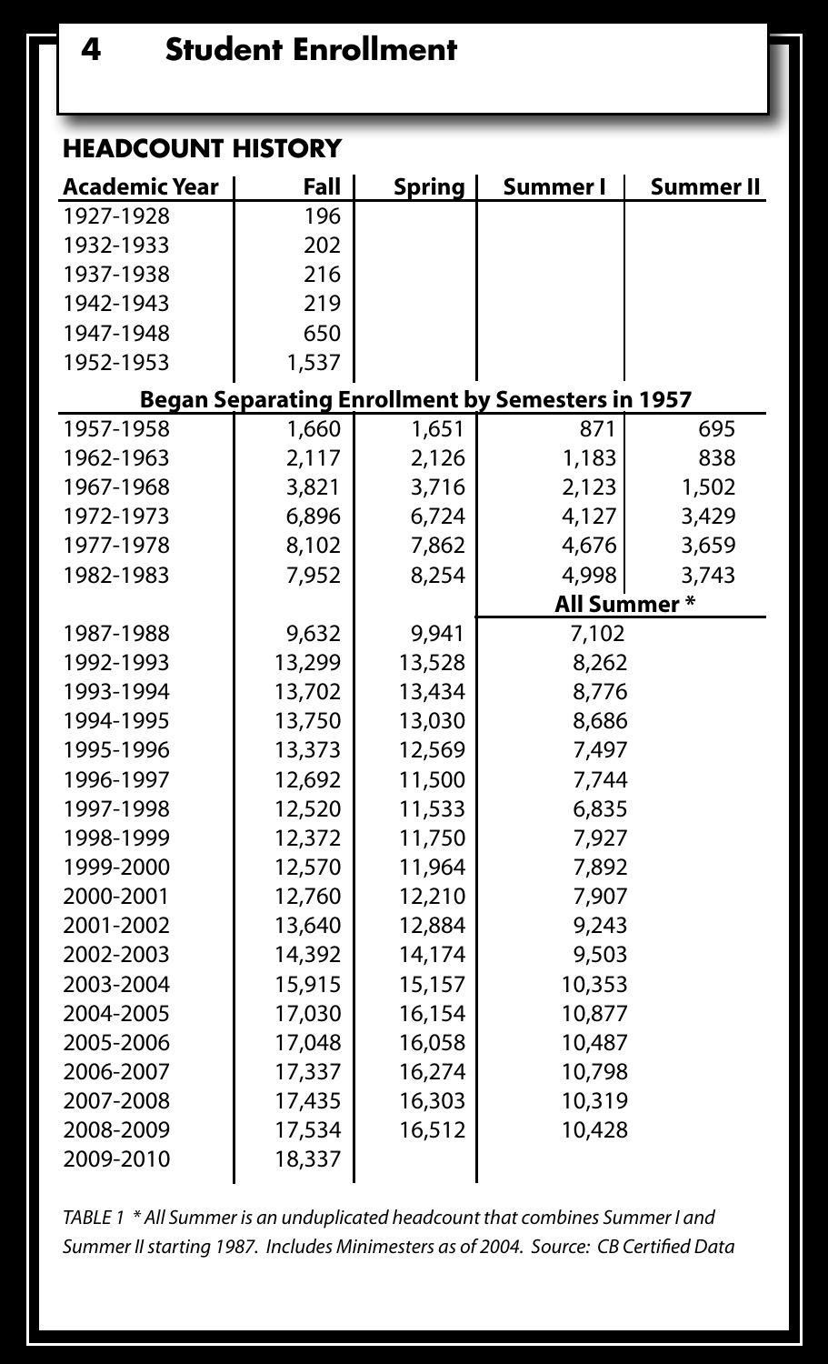# 4 Student Enrollment

## HEADCOUNT HISTORY

| Academic Year | Fall | Spring | Summer I | Summer II |
|---|---|---|---|---|
| 1927-1928 | 196 | | | |
| 1932-1933 | 202 | | | |
| 1937-1938 | 216 | | | |
| 1942-1943 | 219 | | | |
| 1947-1948 | 650 | | | |
| 1952-1953 | 1,537 | | | |
| **Began Separating Enrollment by Semesters in 1957** | | | | |
| 1957-1958 | 1,660 | 1,651 | 871 | 695 |
| 1962-1963 | 2,117 | 2,126 | 1,183 | 838 |
| 1967-1968 | 3,821 | 3,716 | 2,123 | 1,502 |
| 1972-1973 | 6,896 | 6,724 | 4,127 | 3,429 |
| 1977-1978 | 8,102 | 7,862 | 4,676 | 3,659 |
| 1982-1983 | 7,952 | 8,254 | 4,998 | 3,743 |
| | | | **All Summer *** | |
| 1987-1988 | 9,632 | 9,941 | 7,102 | |
| 1992-1993 | 13,299 | 13,528 | 8,262 | |
| 1993-1994 | 13,702 | 13,434 | 8,776 | |
| 1994-1995 | 13,750 | 13,030 | 8,686 | |
| 1995-1996 | 13,373 | 12,569 | 7,497 | |
| 1996-1997 | 12,692 | 11,500 | 7,744 | |
| 1997-1998 | 12,520 | 11,533 | 6,835 | |
| 1998-1999 | 12,372 | 11,750 | 7,927 | |
| 1999-2000 | 12,570 | 11,964 | 7,892 | |
| 2000-2001 | 12,760 | 12,210 | 7,907 | |
| 2001-2002 | 13,640 | 12,884 | 9,243 | |
| 2002-2003 | 14,392 | 14,174 | 9,503 | |
| 2003-2004 | 15,915 | 15,157 | 10,353 | |
| 2004-2005 | 17,030 | 16,154 | 10,877 | |
| 2005-2006 | 17,048 | 16,058 | 10,487 | |
| 2006-2007 | 17,337 | 16,274 | 10,798 | |
| 2007-2008 | 17,435 | 16,303 | 10,319 | |
| 2008-2009 | 17,534 | 16,512 | 10,428 | |
| 2009-2010 | 18,337 | | | |

*TABLE 1 * All Summer is an unduplicated headcount that combines Summer I and Summer II starting 1987. Includes Minimesters as of 2004. Source: CB Certified Data*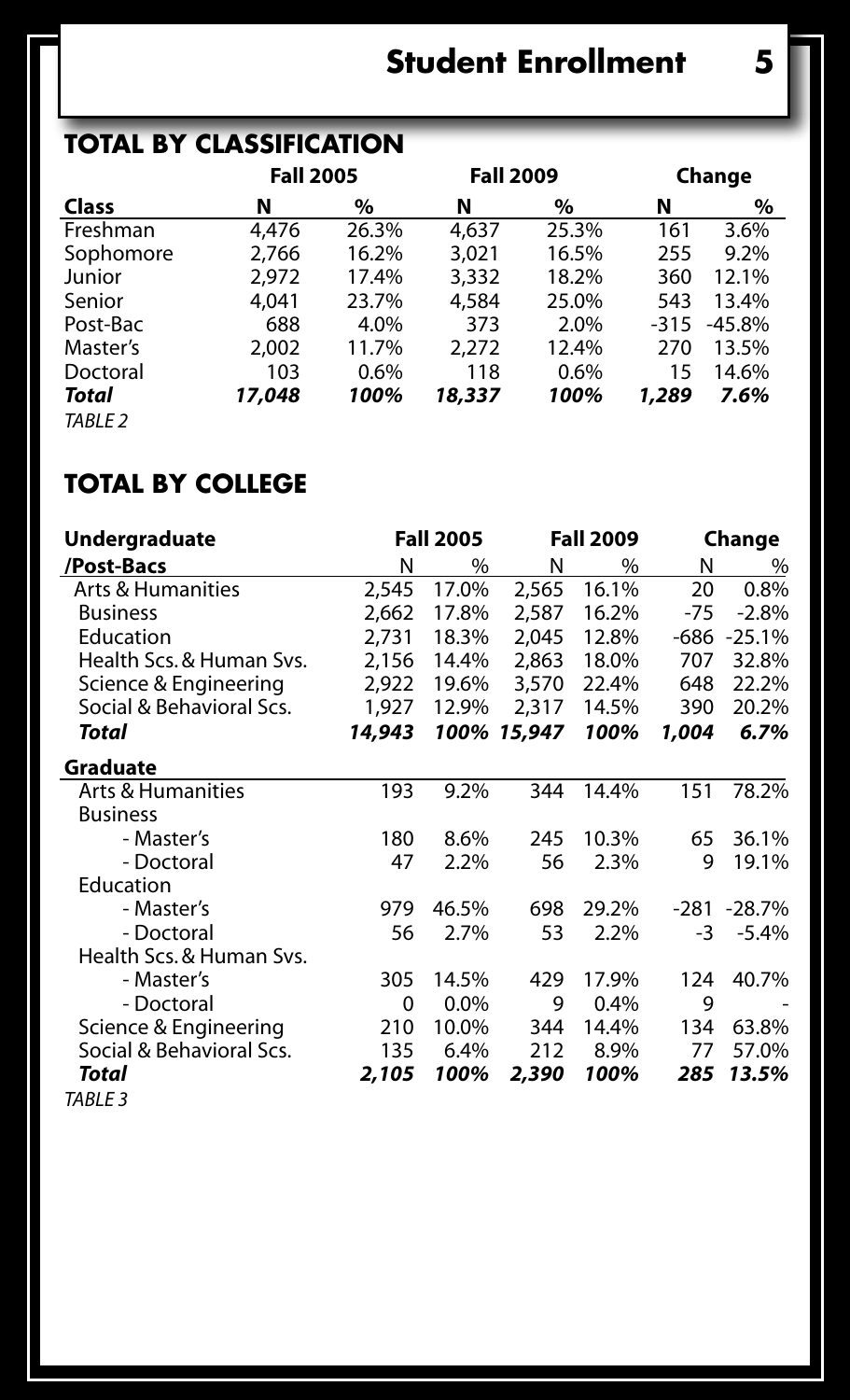## TOTAL BY CLASSIFICATION

| | Fall 2005 | | Fall 2009 | | Change | |
|---|---|---|---|---|---|---|
| **Class** | **N** | **%** | **N** | **%** | **N** | **%** |
| Freshman | 4,476 | 26.3% | 4,637 | 25.3% | 161 | 3.6% |
| Sophomore | 2,766 | 16.2% | 3,021 | 16.5% | 255 | 9.2% |
| Junior | 2,972 | 17.4% | 3,332 | 18.2% | 360 | 12.1% |
| Senior | 4,041 | 23.7% | 4,584 | 25.0% | 543 | 13.4% |
| Post-Bac | 688 | 4.0% | 373 | 2.0% | -315 | -45.8% |
| Master's | 2,002 | 11.7% | 2,272 | 12.4% | 270 | 13.5% |
| Doctoral | 103 | 0.6% | 118 | 0.6% | 15 | 14.6% |
| ***Total*** | ***17,048*** | ***100%*** | ***18,337*** | ***100%*** | ***1,289*** | ***7.6%*** |

*TABLE 2*

## TOTAL BY COLLEGE

| **Undergraduate** | Fall 2005 | | Fall 2009 | | Change | |
|---|---|---|---|---|---|---|
| **/Post-Bacs** | N | % | N | % | N | % |
| Arts & Humanities | 2,545 | 17.0% | 2,565 | 16.1% | 20 | 0.8% |
| Business | 2,662 | 17.8% | 2,587 | 16.2% | -75 | -2.8% |
| Education | 2,731 | 18.3% | 2,045 | 12.8% | -686 | -25.1% |
| Health Scs. & Human Svs. | 2,156 | 14.4% | 2,863 | 18.0% | 707 | 32.8% |
| Science & Engineering | 2,922 | 19.6% | 3,570 | 22.4% | 648 | 22.2% |
| Social & Behavioral Scs. | 1,927 | 12.9% | 2,317 | 14.5% | 390 | 20.2% |
| ***Total*** | ***14,943*** | ***100%*** | ***15,947*** | ***100%*** | ***1,004*** | ***6.7%*** |
| **Graduate** | | | | | | |
| Arts & Humanities | 193 | 9.2% | 344 | 14.4% | 151 | 78.2% |
| Business | | | | | | |
| - Master's | 180 | 8.6% | 245 | 10.3% | 65 | 36.1% |
| - Doctoral | 47 | 2.2% | 56 | 2.3% | 9 | 19.1% |
| Education | | | | | | |
| - Master's | 979 | 46.5% | 698 | 29.2% | -281 | -28.7% |
| - Doctoral | 56 | 2.7% | 53 | 2.2% | -3 | -5.4% |
| Health Scs. & Human Svs. | | | | | | |
| - Master's | 305 | 14.5% | 429 | 17.9% | 124 | 40.7% |
| - Doctoral | 0 | 0.0% | 9 | 0.4% | 9 | - |
| Science & Engineering | 210 | 10.0% | 344 | 14.4% | 134 | 63.8% |
| Social & Behavioral Scs. | 135 | 6.4% | 212 | 8.9% | 77 | 57.0% |
| ***Total*** | ***2,105*** | ***100%*** | ***2,390*** | ***100%*** | ***285*** | ***13.5%*** |

*TABLE 3*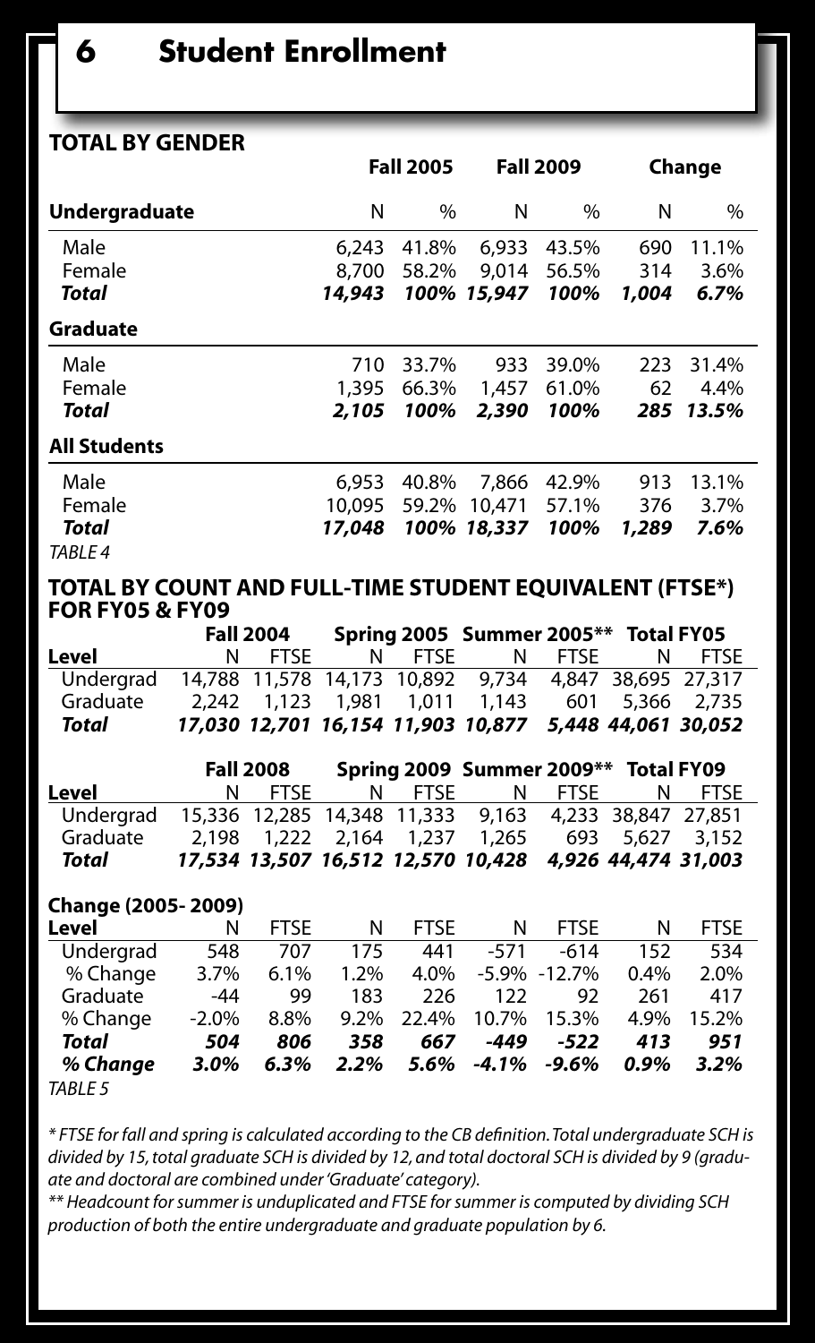# 6 Student Enrollment

## TOTAL BY GENDER

| | Fall 2005 | | Fall 2009 | | Change | |
|---|---|---|---|---|---|---|
| **Undergraduate** | N | % | N | % | N | % |
| Male | 6,243 | 41.8% | 6,933 | 43.5% | 690 | 11.1% |
| Female | 8,700 | 58.2% | 9,014 | 56.5% | 314 | 3.6% |
| ***Total*** | ***14,943*** | ***100%*** | ***15,947*** | ***100%*** | ***1,004*** | ***6.7%*** |
| **Graduate** | | | | | | |
| Male | 710 | 33.7% | 933 | 39.0% | 223 | 31.4% |
| Female | 1,395 | 66.3% | 1,457 | 61.0% | 62 | 4.4% |
| ***Total*** | ***2,105*** | ***100%*** | ***2,390*** | ***100%*** | ***285*** | ***13.5%*** |
| **All Students** | | | | | | |
| Male | 6,953 | 40.8% | 7,866 | 42.9% | 913 | 13.1% |
| Female | 10,095 | 59.2% | 10,471 | 57.1% | 376 | 3.7% |
| ***Total*** | ***17,048*** | ***100%*** | ***18,337*** | ***100%*** | ***1,289*** | ***7.6%*** |

*TABLE 4*

## TOTAL BY COUNT AND FULL-TIME STUDENT EQUIVALENT (FTSE*) FOR FY05 & FY09

| | Fall 2004 | | Spring 2005 | | Summer 2005** | | Total FY05 | |
|---|---|---|---|---|---|---|---|---|
| **Level** | N | FTSE | N | FTSE | N | FTSE | N | FTSE |
| Undergrad | 14,788 | 11,578 | 14,173 | 10,892 | 9,734 | 4,847 | 38,695 | 27,317 |
| Graduate | 2,242 | 1,123 | 1,981 | 1,011 | 1,143 | 601 | 5,366 | 2,735 |
| ***Total*** | ***17,030*** | ***12,701*** | ***16,154*** | ***11,903*** | ***10,877*** | ***5,448*** | ***44,061*** | ***30,052*** |

| | Fall 2008 | | Spring 2009 | | Summer 2009** | | Total FY09 | |
|---|---|---|---|---|---|---|---|---|
| **Level** | N | FTSE | N | FTSE | N | FTSE | N | FTSE |
| Undergrad | 15,336 | 12,285 | 14,348 | 11,333 | 9,163 | 4,233 | 38,847 | 27,851 |
| Graduate | 2,198 | 1,222 | 2,164 | 1,237 | 1,265 | 693 | 5,627 | 3,152 |
| ***Total*** | ***17,534*** | ***13,507*** | ***16,512*** | ***12,570*** | ***10,428*** | ***4,926*** | ***44,474*** | ***31,003*** |

**Change (2005- 2009)**

| **Level** | N | FTSE | N | FTSE | N | FTSE | N | FTSE |
|---|---|---|---|---|---|---|---|---|
| Undergrad | 548 | 707 | 175 | 441 | -571 | -614 | 152 | 534 |
| % Change | 3.7% | 6.1% | 1.2% | 4.0% | -5.9% | -12.7% | 0.4% | 2.0% |
| Graduate | -44 | 99 | 183 | 226 | 122 | 92 | 261 | 417 |
| % Change | -2.0% | 8.8% | 9.2% | 22.4% | 10.7% | 15.3% | 4.9% | 15.2% |
| ***Total*** | ***504*** | ***806*** | ***358*** | ***667*** | ***-449*** | ***-522*** | ***413*** | ***951*** |
| ***% Change*** | ***3.0%*** | ***6.3%*** | ***2.2%*** | ***5.6%*** | ***-4.1%*** | ***-9.6%*** | ***0.9%*** | ***3.2%*** |

*TABLE 5*

*\* FTSE for fall and spring is calculated according to the CB definition. Total undergraduate SCH is divided by 15, total graduate SCH is divided by 12, and total doctoral SCH is divided by 9 (graduate and doctoral are combined under 'Graduate' category).*

*\*\* Headcount for summer is unduplicated and FTSE for summer is computed by dividing SCH production of both the entire undergraduate and graduate population by 6.*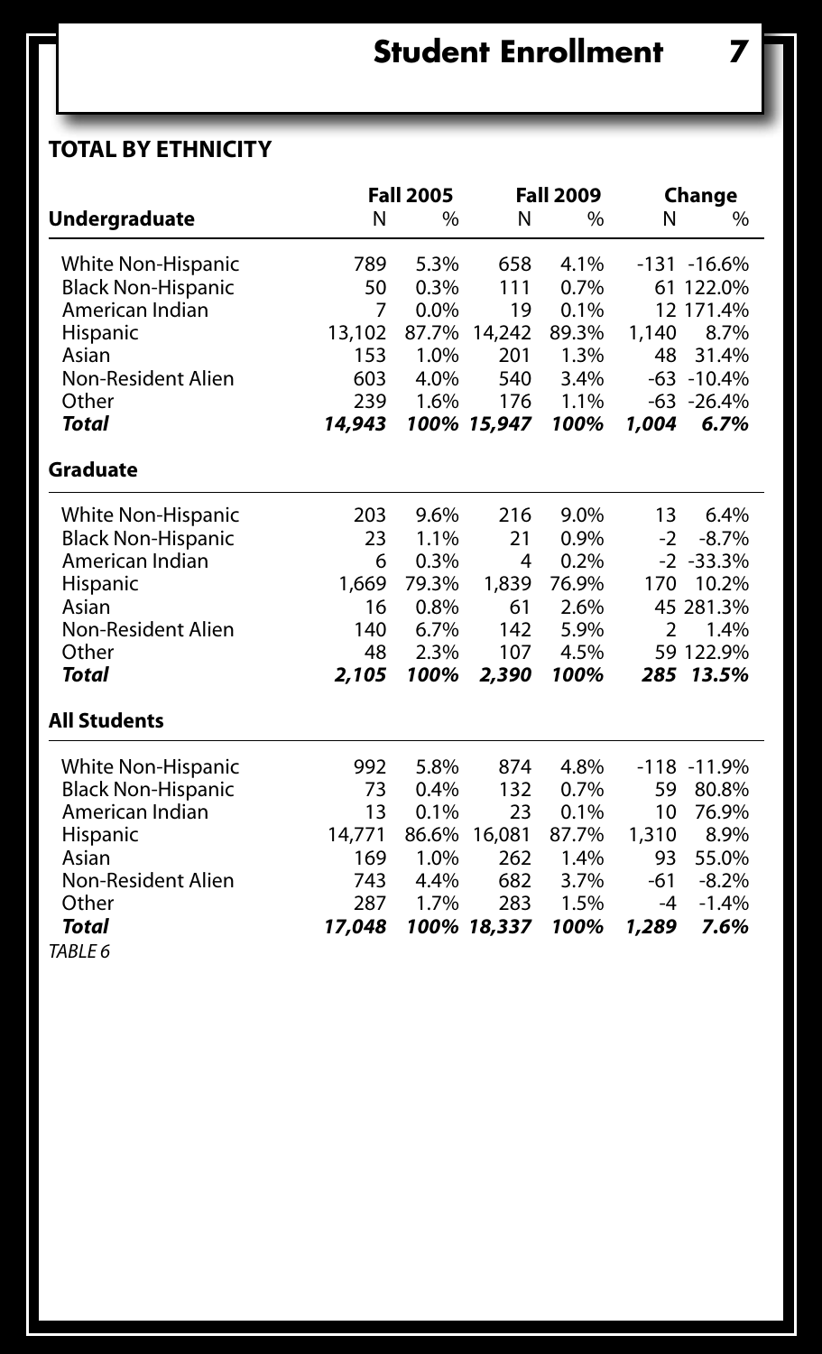## TOTAL BY ETHNICITY

| | Fall 2005 | | Fall 2009 | | Change | |
|---|---|---|---|---|---|---|
| **Undergraduate** | N | % | N | % | N | % |
| White Non-Hispanic | 789 | 5.3% | 658 | 4.1% | -131 | -16.6% |
| Black Non-Hispanic | 50 | 0.3% | 111 | 0.7% | 61 | 122.0% |
| American Indian | 7 | 0.0% | 19 | 0.1% | 12 | 171.4% |
| Hispanic | 13,102 | 87.7% | 14,242 | 89.3% | 1,140 | 8.7% |
| Asian | 153 | 1.0% | 201 | 1.3% | 48 | 31.4% |
| Non-Resident Alien | 603 | 4.0% | 540 | 3.4% | -63 | -10.4% |
| Other | 239 | 1.6% | 176 | 1.1% | -63 | -26.4% |
| ***Total*** | ***14,943*** | ***100%*** | ***15,947*** | ***100%*** | ***1,004*** | ***6.7%*** |
| **Graduate** | | | | | | |
| White Non-Hispanic | 203 | 9.6% | 216 | 9.0% | 13 | 6.4% |
| Black Non-Hispanic | 23 | 1.1% | 21 | 0.9% | -2 | -8.7% |
| American Indian | 6 | 0.3% | 4 | 0.2% | -2 | -33.3% |
| Hispanic | 1,669 | 79.3% | 1,839 | 76.9% | 170 | 10.2% |
| Asian | 16 | 0.8% | 61 | 2.6% | 45 | 281.3% |
| Non-Resident Alien | 140 | 6.7% | 142 | 5.9% | 2 | 1.4% |
| Other | 48 | 2.3% | 107 | 4.5% | 59 | 122.9% |
| ***Total*** | ***2,105*** | ***100%*** | ***2,390*** | ***100%*** | ***285*** | ***13.5%*** |
| **All Students** | | | | | | |
| White Non-Hispanic | 992 | 5.8% | 874 | 4.8% | -118 | -11.9% |
| Black Non-Hispanic | 73 | 0.4% | 132 | 0.7% | 59 | 80.8% |
| American Indian | 13 | 0.1% | 23 | 0.1% | 10 | 76.9% |
| Hispanic | 14,771 | 86.6% | 16,081 | 87.7% | 1,310 | 8.9% |
| Asian | 169 | 1.0% | 262 | 1.4% | 93 | 55.0% |
| Non-Resident Alien | 743 | 4.4% | 682 | 3.7% | -61 | -8.2% |
| Other | 287 | 1.7% | 283 | 1.5% | -4 | -1.4% |
| ***Total*** | ***17,048*** | ***100%*** | ***18,337*** | ***100%*** | ***1,289*** | ***7.6%*** |

*TABLE 6*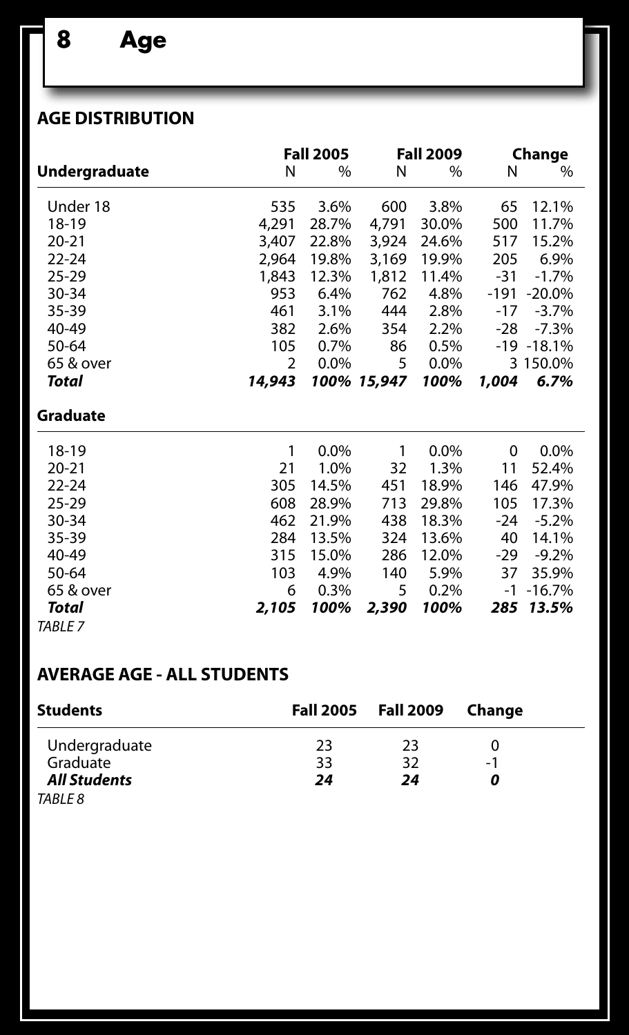# 8 Age

## AGE DISTRIBUTION

| Undergraduate | Fall 2005 | | Fall 2009 | | Change | |
|---|---|---|---|---|---|---|
| | N | % | N | % | N | % |
| Under 18 | 535 | 3.6% | 600 | 3.8% | 65 | 12.1% |
| 18-19 | 4,291 | 28.7% | 4,791 | 30.0% | 500 | 11.7% |
| 20-21 | 3,407 | 22.8% | 3,924 | 24.6% | 517 | 15.2% |
| 22-24 | 2,964 | 19.8% | 3,169 | 19.9% | 205 | 6.9% |
| 25-29 | 1,843 | 12.3% | 1,812 | 11.4% | -31 | -1.7% |
| 30-34 | 953 | 6.4% | 762 | 4.8% | -191 | -20.0% |
| 35-39 | 461 | 3.1% | 444 | 2.8% | -17 | -3.7% |
| 40-49 | 382 | 2.6% | 354 | 2.2% | -28 | -7.3% |
| 50-64 | 105 | 0.7% | 86 | 0.5% | -19 | -18.1% |
| 65 & over | 2 | 0.0% | 5 | 0.0% | 3 | 150.0% |
| ***Total*** | ***14,943*** | ***100%*** | ***15,947*** | ***100%*** | ***1,004*** | ***6.7%*** |
| **Graduate** | | | | | | |
| 18-19 | 1 | 0.0% | 1 | 0.0% | 0 | 0.0% |
| 20-21 | 21 | 1.0% | 32 | 1.3% | 11 | 52.4% |
| 22-24 | 305 | 14.5% | 451 | 18.9% | 146 | 47.9% |
| 25-29 | 608 | 28.9% | 713 | 29.8% | 105 | 17.3% |
| 30-34 | 462 | 21.9% | 438 | 18.3% | -24 | -5.2% |
| 35-39 | 284 | 13.5% | 324 | 13.6% | 40 | 14.1% |
| 40-49 | 315 | 15.0% | 286 | 12.0% | -29 | -9.2% |
| 50-64 | 103 | 4.9% | 140 | 5.9% | 37 | 35.9% |
| 65 & over | 6 | 0.3% | 5 | 0.2% | -1 | -16.7% |
| ***Total*** | ***2,105*** | ***100%*** | ***2,390*** | ***100%*** | ***285*** | ***13.5%*** |

*TABLE 7*

## AVERAGE AGE - ALL STUDENTS

| Students | Fall 2005 | Fall 2009 | Change |
|---|---|---|---|
| Undergraduate | 23 | 23 | 0 |
| Graduate | 33 | 32 | -1 |
| ***All Students*** | ***24*** | ***24*** | ***0*** |

*TABLE 8*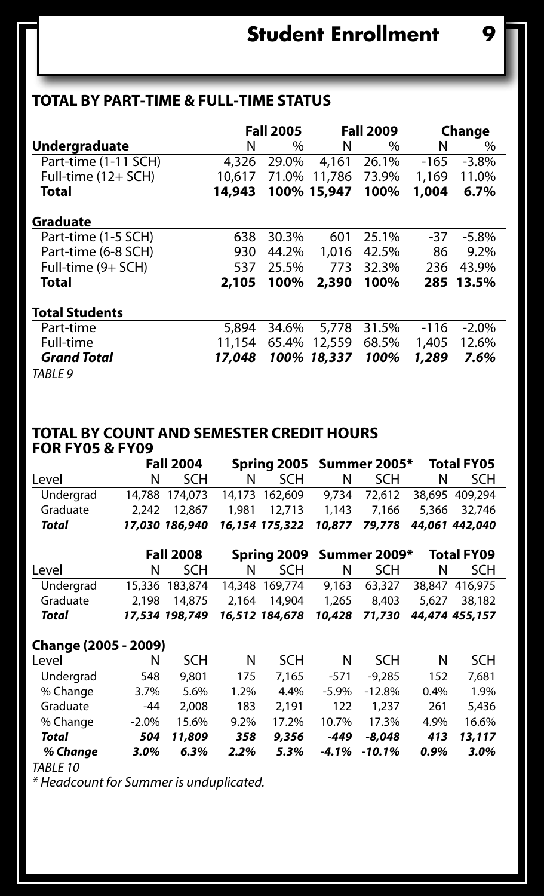## TOTAL BY PART-TIME & FULL-TIME STATUS

| | Fall 2005 | | Fall 2009 | | Change | |
|---|---|---|---|---|---|---|
| **Undergraduate** | N | % | N | % | N | % |
| Part-time (1-11 SCH) | 4,326 | 29.0% | 4,161 | 26.1% | -165 | -3.8% |
| Full-time (12+ SCH) | 10,617 | 71.0% | 11,786 | 73.9% | 1,169 | 11.0% |
| **Total** | **14,943** | **100%** | **15,947** | **100%** | **1,004** | **6.7%** |
| **Graduate** | | | | | | |
| Part-time (1-5 SCH) | 638 | 30.3% | 601 | 25.1% | -37 | -5.8% |
| Part-time (6-8 SCH) | 930 | 44.2% | 1,016 | 42.5% | 86 | 9.2% |
| Full-time (9+ SCH) | 537 | 25.5% | 773 | 32.3% | 236 | 43.9% |
| **Total** | **2,105** | **100%** | **2,390** | **100%** | **285** | **13.5%** |
| **Total Students** | | | | | | |
| Part-time | 5,894 | 34.6% | 5,778 | 31.5% | -116 | -2.0% |
| Full-time | 11,154 | 65.4% | 12,559 | 68.5% | 1,405 | 12.6% |
| ***Grand Total*** | ***17,048*** | ***100%*** | ***18,337*** | ***100%*** | ***1,289*** | ***7.6%*** |

*TABLE 9*

## TOTAL BY COUNT AND SEMESTER CREDIT HOURS FOR FY05 & FY09

| | Fall 2004 | | Spring 2005 | | Summer 2005* | | Total FY05 | |
|---|---|---|---|---|---|---|---|---|
| Level | N | SCH | N | SCH | N | SCH | N | SCH |
| Undergrad | 14,788 | 174,073 | 14,173 | 162,609 | 9,734 | 72,612 | 38,695 | 409,294 |
| Graduate | 2,242 | 12,867 | 1,981 | 12,713 | 1,143 | 7,166 | 5,366 | 32,746 |
| ***Total*** | ***17,030*** | ***186,940*** | ***16,154*** | ***175,322*** | ***10,877*** | ***79,778*** | ***44,061*** | ***442,040*** |

| | Fall 2008 | | Spring 2009 | | Summer 2009* | | Total FY09 | |
|---|---|---|---|---|---|---|---|---|
| Level | N | SCH | N | SCH | N | SCH | N | SCH |
| Undergrad | 15,336 | 183,874 | 14,348 | 169,774 | 9,163 | 63,327 | 38,847 | 416,975 |
| Graduate | 2,198 | 14,875 | 2,164 | 14,904 | 1,265 | 8,403 | 5,627 | 38,182 |
| ***Total*** | ***17,534*** | ***198,749*** | ***16,512*** | ***184,678*** | ***10,428*** | ***71,730*** | ***44,474*** | ***455,157*** |

**Change (2005 - 2009)**

| Level | N | SCH | N | SCH | N | SCH | N | SCH |
|---|---|---|---|---|---|---|---|---|
| Undergrad | 548 | 9,801 | 175 | 7,165 | -571 | -9,285 | 152 | 7,681 |
| % Change | 3.7% | 5.6% | 1.2% | 4.4% | -5.9% | -12.8% | 0.4% | 1.9% |
| Graduate | -44 | 2,008 | 183 | 2,191 | 122 | 1,237 | 261 | 5,436 |
| % Change | -2.0% | 15.6% | 9.2% | 17.2% | 10.7% | 17.3% | 4.9% | 16.6% |
| ***Total*** | ***504*** | ***11,809*** | ***358*** | ***9,356*** | ***-449*** | ***-8,048*** | ***413*** | ***13,117*** |
| ***% Change*** | ***3.0%*** | ***6.3%*** | ***2.2%*** | ***5.3%*** | ***-4.1%*** | ***-10.1%*** | ***0.9%*** | ***3.0%*** |

*TABLE 10*

*\* Headcount for Summer is unduplicated.*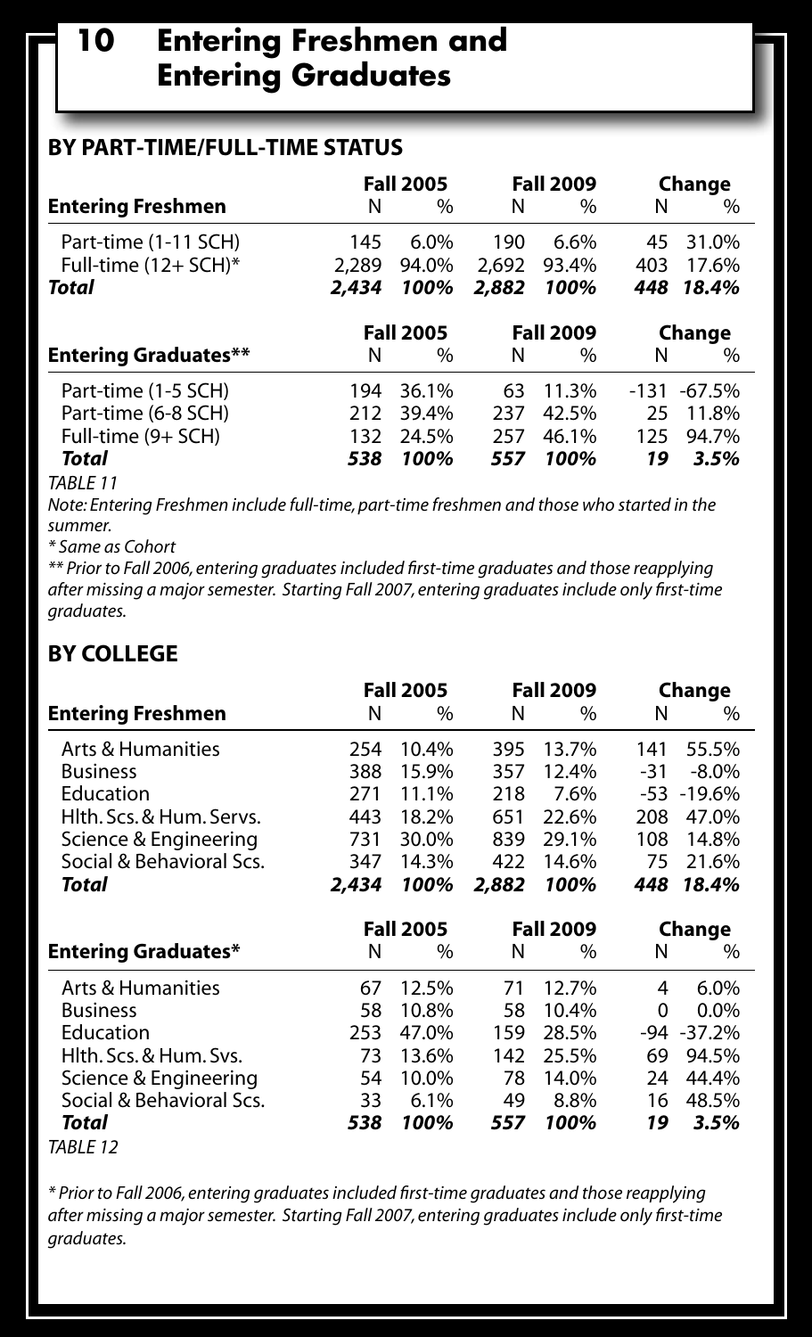# 10 Entering Freshmen and Entering Graduates

## BY PART-TIME/FULL-TIME STATUS

| Entering Freshmen | Fall 2005 | | Fall 2009 | | Change | |
|---|---|---|---|---|---|---|
| | N | % | N | % | N | % |
| Part-time (1-11 SCH) | 145 | 6.0% | 190 | 6.6% | 45 | 31.0% |
| Full-time (12+ SCH)* | 2,289 | 94.0% | 2,692 | 93.4% | 403 | 17.6% |
| ***Total*** | ***2,434*** | ***100%*** | ***2,882*** | ***100%*** | ***448*** | ***18.4%*** |

| Entering Graduates** | Fall 2005 | | Fall 2009 | | Change | |
|---|---|---|---|---|---|---|
| | N | % | N | % | N | % |
| Part-time (1-5 SCH) | 194 | 36.1% | 63 | 11.3% | -131 | -67.5% |
| Part-time (6-8 SCH) | 212 | 39.4% | 237 | 42.5% | 25 | 11.8% |
| Full-time (9+ SCH) | 132 | 24.5% | 257 | 46.1% | 125 | 94.7% |
| ***Total*** | ***538*** | ***100%*** | ***557*** | ***100%*** | ***19*** | ***3.5%*** |

*TABLE 11*

*Note: Entering Freshmen include full-time, part-time freshmen and those who started in the summer.*

*\* Same as Cohort*

*\*\* Prior to Fall 2006, entering graduates included first-time graduates and those reapplying after missing a major semester. Starting Fall 2007, entering graduates include only first-time graduates.*

## BY COLLEGE

| Entering Freshmen | Fall 2005 | | Fall 2009 | | Change | |
|---|---|---|---|---|---|---|
| | N | % | N | % | N | % |
| Arts & Humanities | 254 | 10.4% | 395 | 13.7% | 141 | 55.5% |
| Business | 388 | 15.9% | 357 | 12.4% | -31 | -8.0% |
| Education | 271 | 11.1% | 218 | 7.6% | -53 | -19.6% |
| Hlth. Scs. & Hum. Servs. | 443 | 18.2% | 651 | 22.6% | 208 | 47.0% |
| Science & Engineering | 731 | 30.0% | 839 | 29.1% | 108 | 14.8% |
| Social & Behavioral Scs. | 347 | 14.3% | 422 | 14.6% | 75 | 21.6% |
| ***Total*** | ***2,434*** | ***100%*** | ***2,882*** | ***100%*** | ***448*** | ***18.4%*** |

| Entering Graduates* | Fall 2005 | | Fall 2009 | | Change | |
|---|---|---|---|---|---|---|
| | N | % | N | % | N | % |
| Arts & Humanities | 67 | 12.5% | 71 | 12.7% | 4 | 6.0% |
| Business | 58 | 10.8% | 58 | 10.4% | 0 | 0.0% |
| Education | 253 | 47.0% | 159 | 28.5% | -94 | -37.2% |
| Hlth. Scs. & Hum. Svs. | 73 | 13.6% | 142 | 25.5% | 69 | 94.5% |
| Science & Engineering | 54 | 10.0% | 78 | 14.0% | 24 | 44.4% |
| Social & Behavioral Scs. | 33 | 6.1% | 49 | 8.8% | 16 | 48.5% |
| ***Total*** | ***538*** | ***100%*** | ***557*** | ***100%*** | ***19*** | ***3.5%*** |

*TABLE 12*

*\* Prior to Fall 2006, entering graduates included first-time graduates and those reapplying after missing a major semester. Starting Fall 2007, entering graduates include only first-time graduates.*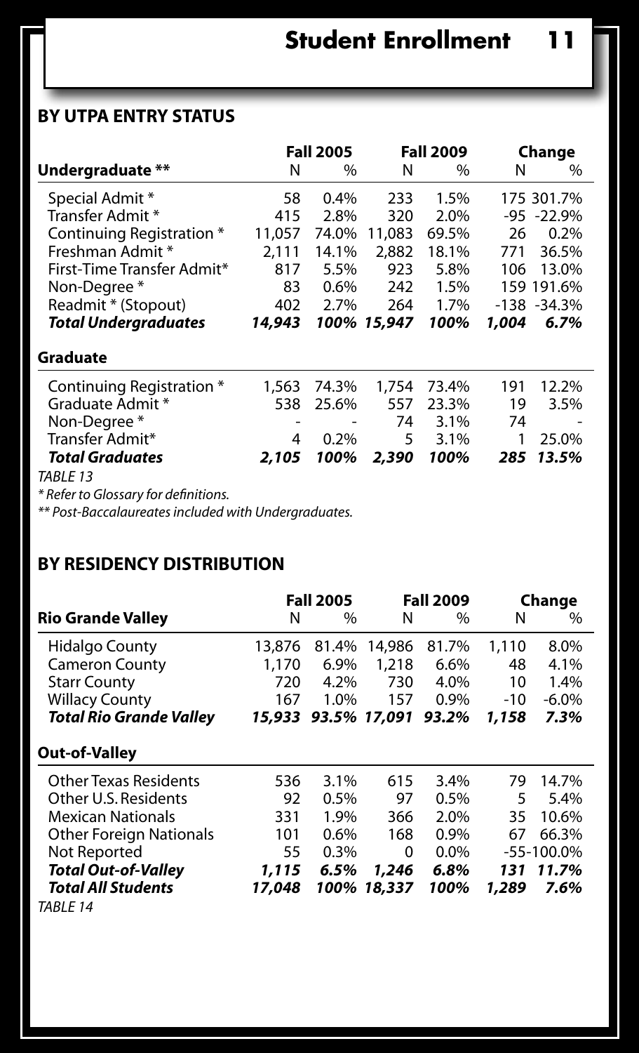## BY UTPA ENTRY STATUS

| | Fall 2005 | | Fall 2009 | | Change | |
|---|---|---|---|---|---|---|
| **Undergraduate \*\*** | N | % | N | % | N | % |
| Special Admit * | 58 | 0.4% | 233 | 1.5% | 175 | 301.7% |
| Transfer Admit * | 415 | 2.8% | 320 | 2.0% | -95 | -22.9% |
| Continuing Registration * | 11,057 | 74.0% | 11,083 | 69.5% | 26 | 0.2% |
| Freshman Admit * | 2,111 | 14.1% | 2,882 | 18.1% | 771 | 36.5% |
| First-Time Transfer Admit* | 817 | 5.5% | 923 | 5.8% | 106 | 13.0% |
| Non-Degree * | 83 | 0.6% | 242 | 1.5% | 159 | 191.6% |
| Readmit * (Stopout) | 402 | 2.7% | 264 | 1.7% | -138 | -34.3% |
| ***Total Undergraduates*** | ***14,943*** | ***100%*** | ***15,947*** | ***100%*** | ***1,004*** | ***6.7%*** |
| **Graduate** | | | | | | |
| Continuing Registration * | 1,563 | 74.3% | 1,754 | 73.4% | 191 | 12.2% |
| Graduate Admit * | 538 | 25.6% | 557 | 23.3% | 19 | 3.5% |
| Non-Degree * | - | - | 74 | 3.1% | 74 | - |
| Transfer Admit* | 4 | 0.2% | 5 | 3.1% | 1 | 25.0% |
| ***Total Graduates*** | ***2,105*** | ***100%*** | ***2,390*** | ***100%*** | ***285*** | ***13.5%*** |

*TABLE 13*

*\* Refer to Glossary for definitions.*

*\*\* Post-Baccalaureates included with Undergraduates.*

## BY RESIDENCY DISTRIBUTION

| | Fall 2005 | | Fall 2009 | | Change | |
|---|---|---|---|---|---|---|
| **Rio Grande Valley** | N | % | N | % | N | % |
| Hidalgo County | 13,876 | 81.4% | 14,986 | 81.7% | 1,110 | 8.0% |
| Cameron County | 1,170 | 6.9% | 1,218 | 6.6% | 48 | 4.1% |
| Starr County | 720 | 4.2% | 730 | 4.0% | 10 | 1.4% |
| Willacy County | 167 | 1.0% | 157 | 0.9% | -10 | -6.0% |
| ***Total Rio Grande Valley*** | ***15,933*** | ***93.5%*** | ***17,091*** | ***93.2%*** | ***1,158*** | ***7.3%*** |
| **Out-of-Valley** | | | | | | |
| Other Texas Residents | 536 | 3.1% | 615 | 3.4% | 79 | 14.7% |
| Other U.S. Residents | 92 | 0.5% | 97 | 0.5% | 5 | 5.4% |
| Mexican Nationals | 331 | 1.9% | 366 | 2.0% | 35 | 10.6% |
| Other Foreign Nationals | 101 | 0.6% | 168 | 0.9% | 67 | 66.3% |
| Not Reported | 55 | 0.3% | 0 | 0.0% | -55 | -100.0% |
| ***Total Out-of-Valley*** | ***1,115*** | ***6.5%*** | ***1,246*** | ***6.8%*** | ***131*** | ***11.7%*** |
| ***Total All Students*** | ***17,048*** | ***100%*** | ***18,337*** | ***100%*** | ***1,289*** | ***7.6%*** |

*TABLE 14*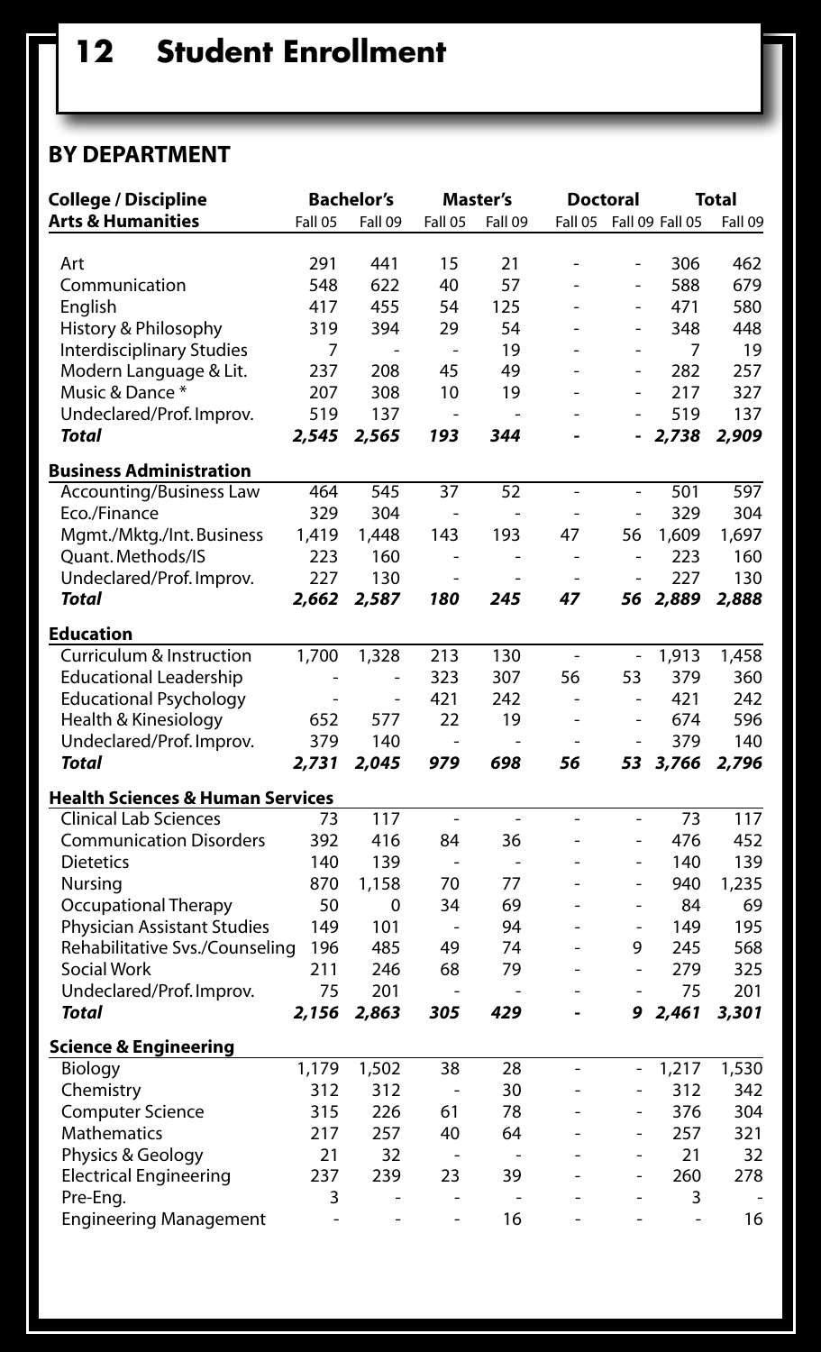# 12 Student Enrollment

## BY DEPARTMENT

| College / Discipline | Bachelor's | | Master's | | Doctoral | | Total | |
|---|---|---|---|---|---|---|---|---|
| **Arts & Humanities** | Fall 05 | Fall 09 | Fall 05 | Fall 09 | Fall 05 | Fall 09 | Fall 05 | Fall 09 |
| Art | 291 | 441 | 15 | 21 | - | - | 306 | 462 |
| Communication | 548 | 622 | 40 | 57 | - | - | 588 | 679 |
| English | 417 | 455 | 54 | 125 | - | - | 471 | 580 |
| History & Philosophy | 319 | 394 | 29 | 54 | - | - | 348 | 448 |
| Interdisciplinary Studies | 7 | - | - | 19 | - | - | 7 | 19 |
| Modern Language & Lit. | 237 | 208 | 45 | 49 | - | - | 282 | 257 |
| Music & Dance * | 207 | 308 | 10 | 19 | - | - | 217 | 327 |
| Undeclared/Prof. Improv. | 519 | 137 | - | - | - | - | 519 | 137 |
| ***Total*** | ***2,545*** | ***2,565*** | ***193*** | ***344*** | ***-*** | ***-*** | ***2,738*** | ***2,909*** |
| **Business Administration** | | | | | | | | |
| Accounting/Business Law | 464 | 545 | 37 | 52 | - | - | 501 | 597 |
| Eco./Finance | 329 | 304 | - | - | - | - | 329 | 304 |
| Mgmt./Mktg./Int. Business | 1,419 | 1,448 | 143 | 193 | 47 | 56 | 1,609 | 1,697 |
| Quant. Methods/IS | 223 | 160 | - | - | - | - | 223 | 160 |
| Undeclared/Prof. Improv. | 227 | 130 | - | - | - | - | 227 | 130 |
| ***Total*** | ***2,662*** | ***2,587*** | ***180*** | ***245*** | ***47*** | ***56*** | ***2,889*** | ***2,888*** |
| **Education** | | | | | | | | |
| Curriculum & Instruction | 1,700 | 1,328 | 213 | 130 | - | - | 1,913 | 1,458 |
| Educational Leadership | - | - | 323 | 307 | 56 | 53 | 379 | 360 |
| Educational Psychology | - | - | 421 | 242 | - | - | 421 | 242 |
| Health & Kinesiology | 652 | 577 | 22 | 19 | - | - | 674 | 596 |
| Undeclared/Prof. Improv. | 379 | 140 | - | - | - | - | 379 | 140 |
| ***Total*** | ***2,731*** | ***2,045*** | ***979*** | ***698*** | ***56*** | ***53*** | ***3,766*** | ***2,796*** |
| **Health Sciences & Human Services** | | | | | | | | |
| Clinical Lab Sciences | 73 | 117 | - | - | - | - | 73 | 117 |
| Communication Disorders | 392 | 416 | 84 | 36 | - | - | 476 | 452 |
| Dietetics | 140 | 139 | - | - | - | - | 140 | 139 |
| Nursing | 870 | 1,158 | 70 | 77 | - | - | 940 | 1,235 |
| Occupational Therapy | 50 | 0 | 34 | 69 | - | - | 84 | 69 |
| Physician Assistant Studies | 149 | 101 | - | 94 | - | - | 149 | 195 |
| Rehabilitative Svs./Counseling | 196 | 485 | 49 | 74 | - | 9 | 245 | 568 |
| Social Work | 211 | 246 | 68 | 79 | - | - | 279 | 325 |
| Undeclared/Prof. Improv. | 75 | 201 | - | - | - | - | 75 | 201 |
| ***Total*** | ***2,156*** | ***2,863*** | ***305*** | ***429*** | ***-*** | ***9*** | ***2,461*** | ***3,301*** |
| **Science & Engineering** | | | | | | | | |
| Biology | 1,179 | 1,502 | 38 | 28 | - | - | 1,217 | 1,530 |
| Chemistry | 312 | 312 | - | 30 | - | - | 312 | 342 |
| Computer Science | 315 | 226 | 61 | 78 | - | - | 376 | 304 |
| Mathematics | 217 | 257 | 40 | 64 | - | - | 257 | 321 |
| Physics & Geology | 21 | 32 | - | - | - | - | 21 | 32 |
| Electrical Engineering | 237 | 239 | 23 | 39 | - | - | 260 | 278 |
| Pre-Eng. | 3 | - | - | - | - | - | 3 | - |
| Engineering Management | - | - | - | 16 | - | - | - | 16 |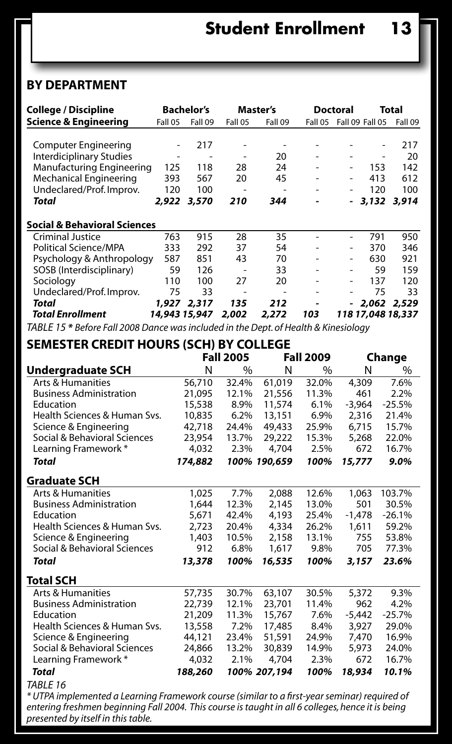## BY DEPARTMENT

| College / Discipline | Bachelor's | | Master's | | Doctoral | | Total | |
|---|---|---|---|---|---|---|---|---|
| **Science & Engineering** | Fall 05 | Fall 09 | Fall 05 | Fall 09 | Fall 05 | Fall 09 | Fall 05 | Fall 09 |
| Computer Engineering | - | 217 | - | - | - | - | - | 217 |
| Interdiciplinary Studies | - | - | - | 20 | - | - | - | 20 |
| Manufacturing Engineering | 125 | 118 | 28 | 24 | - | - | 153 | 142 |
| Mechanical Engineering | 393 | 567 | 20 | 45 | - | - | 413 | 612 |
| Undeclared/Prof. Improv. | 120 | 100 | - | - | - | - | 120 | 100 |
| ***Total*** | ***2,922*** | ***3,570*** | ***210*** | ***344*** | ***-*** | ***-*** | ***3,132*** | ***3,914*** |
| **Social & Behavioral Sciences** | | | | | | | | |
| Criminal Justice | 763 | 915 | 28 | 35 | - | - | 791 | 950 |
| Political Science/MPA | 333 | 292 | 37 | 54 | - | - | 370 | 346 |
| Psychology & Anthropology | 587 | 851 | 43 | 70 | - | - | 630 | 921 |
| SOSB (Interdisciplinary) | 59 | 126 | - | 33 | - | - | 59 | 159 |
| Sociology | 110 | 100 | 27 | 20 | - | - | 137 | 120 |
| Undeclared/Prof. Improv. | 75 | 33 | - | - | - | - | 75 | 33 |
| ***Total*** | ***1,927*** | ***2,317*** | ***135*** | ***212*** | ***-*** | ***-*** | ***2,062*** | ***2,529*** |
| ***Total Enrollment*** | ***14,943*** | ***15,947*** | ***2,002*** | ***2,272*** | ***103*** | ***118*** | ***17,048*** | ***18,337*** |

*TABLE 15 * Before Fall 2008 Dance was included in the Dept. of Health & Kinesiology*

## SEMESTER CREDIT HOURS (SCH) BY COLLEGE

| | Fall 2005 | | Fall 2009 | | Change | |
|---|---|---|---|---|---|---|
| **Undergraduate SCH** | N | % | N | % | N | % |
| Arts & Humanities | 56,710 | 32.4% | 61,019 | 32.0% | 4,309 | 7.6% |
| Business Administration | 21,095 | 12.1% | 21,556 | 11.3% | 461 | 2.2% |
| Education | 15,538 | 8.9% | 11,574 | 6.1% | -3,964 | -25.5% |
| Health Sciences & Human Svs. | 10,835 | 6.2% | 13,151 | 6.9% | 2,316 | 21.4% |
| Science & Engineering | 42,718 | 24.4% | 49,433 | 25.9% | 6,715 | 15.7% |
| Social & Behavioral Sciences | 23,954 | 13.7% | 29,222 | 15.3% | 5,268 | 22.0% |
| Learning Framework * | 4,032 | 2.3% | 4,704 | 2.5% | 672 | 16.7% |
| ***Total*** | ***174,882*** | ***100%*** | ***190,659*** | ***100%*** | ***15,777*** | ***9.0%*** |
| **Graduate SCH** | | | | | | |
| Arts & Humanities | 1,025 | 7.7% | 2,088 | 12.6% | 1,063 | 103.7% |
| Business Administration | 1,644 | 12.3% | 2,145 | 13.0% | 501 | 30.5% |
| Education | 5,671 | 42.4% | 4,193 | 25.4% | -1,478 | -26.1% |
| Health Sciences & Human Svs. | 2,723 | 20.4% | 4,334 | 26.2% | 1,611 | 59.2% |
| Science & Engineering | 1,403 | 10.5% | 2,158 | 13.1% | 755 | 53.8% |
| Social & Behavioral Sciences | 912 | 6.8% | 1,617 | 9.8% | 705 | 77.3% |
| ***Total*** | ***13,378*** | ***100%*** | ***16,535*** | ***100%*** | ***3,157*** | ***23.6%*** |
| **Total SCH** | | | | | | |
| Arts & Humanities | 57,735 | 30.7% | 63,107 | 30.5% | 5,372 | 9.3% |
| Business Administration | 22,739 | 12.1% | 23,701 | 11.4% | 962 | 4.2% |
| Education | 21,209 | 11.3% | 15,767 | 7.6% | -5,442 | -25.7% |
| Health Sciences & Human Svs. | 13,558 | 7.2% | 17,485 | 8.4% | 3,927 | 29.0% |
| Science & Engineering | 44,121 | 23.4% | 51,591 | 24.9% | 7,470 | 16.9% |
| Social & Behavioral Sciences | 24,866 | 13.2% | 30,839 | 14.9% | 5,973 | 24.0% |
| Learning Framework * | 4,032 | 2.1% | 4,704 | 2.3% | 672 | 16.7% |
| ***Total*** | ***188,260*** | ***100%*** | ***207,194*** | ***100%*** | ***18,934*** | ***10.1%*** |

*TABLE 16*

*\* UTPA implemented a Learning Framework course (similar to a first-year seminar) required of entering freshmen beginning Fall 2004. This course is taught in all 6 colleges, hence it is being presented by itself in this table.*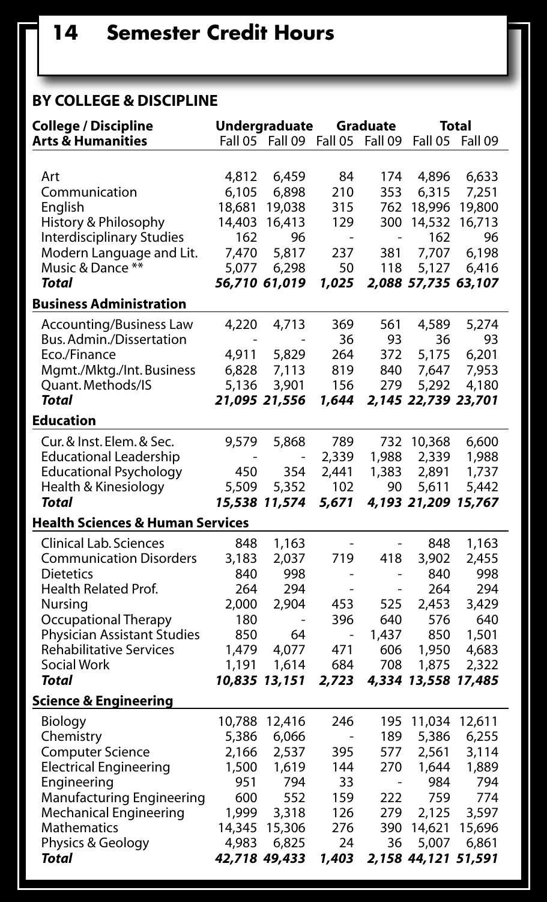# 14 Semester Credit Hours

## BY COLLEGE & DISCIPLINE

| College / Discipline | Undergraduate | | Graduate | | Total | |
|---|---|---|---|---|---|---|
| **Arts & Humanities** | Fall 05 | Fall 09 | Fall 05 | Fall 09 | Fall 05 | Fall 09 |
| Art | 4,812 | 6,459 | 84 | 174 | 4,896 | 6,633 |
| Communication | 6,105 | 6,898 | 210 | 353 | 6,315 | 7,251 |
| English | 18,681 | 19,038 | 315 | 762 | 18,996 | 19,800 |
| History & Philosophy | 14,403 | 16,413 | 129 | 300 | 14,532 | 16,713 |
| Interdisciplinary Studies | 162 | 96 | - | - | 162 | 96 |
| Modern Language and Lit. | 7,470 | 5,817 | 237 | 381 | 7,707 | 6,198 |
| Music & Dance ** | 5,077 | 6,298 | 50 | 118 | 5,127 | 6,416 |
| ***Total*** | ***56,710*** | ***61,019*** | ***1,025*** | ***2,088*** | ***57,735*** | ***63,107*** |
| **Business Administration** | | | | | | |
| Accounting/Business Law | 4,220 | 4,713 | 369 | 561 | 4,589 | 5,274 |
| Bus. Admin./Dissertation | - | - | 36 | 93 | 36 | 93 |
| Eco./Finance | 4,911 | 5,829 | 264 | 372 | 5,175 | 6,201 |
| Mgmt./Mktg./Int. Business | 6,828 | 7,113 | 819 | 840 | 7,647 | 7,953 |
| Quant. Methods/IS | 5,136 | 3,901 | 156 | 279 | 5,292 | 4,180 |
| ***Total*** | ***21,095*** | ***21,556*** | ***1,644*** | ***2,145*** | ***22,739*** | ***23,701*** |
| **Education** | | | | | | |
| Cur. & Inst. Elem. & Sec. | 9,579 | 5,868 | 789 | 732 | 10,368 | 6,600 |
| Educational Leadership | - | - | 2,339 | 1,988 | 2,339 | 1,988 |
| Educational Psychology | 450 | 354 | 2,441 | 1,383 | 2,891 | 1,737 |
| Health & Kinesiology | 5,509 | 5,352 | 102 | 90 | 5,611 | 5,442 |
| ***Total*** | ***15,538*** | ***11,574*** | ***5,671*** | ***4,193*** | ***21,209*** | ***15,767*** |
| **Health Sciences & Human Services** | | | | | | |
| Clinical Lab. Sciences | 848 | 1,163 | - | - | 848 | 1,163 |
| Communication Disorders | 3,183 | 2,037 | 719 | 418 | 3,902 | 2,455 |
| Dietetics | 840 | 998 | - | - | 840 | 998 |
| Health Related Prof. | 264 | 294 | - | - | 264 | 294 |
| Nursing | 2,000 | 2,904 | 453 | 525 | 2,453 | 3,429 |
| Occupational Therapy | 180 | - | 396 | 640 | 576 | 640 |
| Physician Assistant Studies | 850 | 64 | - | 1,437 | 850 | 1,501 |
| Rehabilitative Services | 1,479 | 4,077 | 471 | 606 | 1,950 | 4,683 |
| Social Work | 1,191 | 1,614 | 684 | 708 | 1,875 | 2,322 |
| ***Total*** | ***10,835*** | ***13,151*** | ***2,723*** | ***4,334*** | ***13,558*** | ***17,485*** |
| **Science & Engineering** | | | | | | |
| Biology | 10,788 | 12,416 | 246 | 195 | 11,034 | 12,611 |
| Chemistry | 5,386 | 6,066 | - | 189 | 5,386 | 6,255 |
| Computer Science | 2,166 | 2,537 | 395 | 577 | 2,561 | 3,114 |
| Electrical Engineering | 1,500 | 1,619 | 144 | 270 | 1,644 | 1,889 |
| Engineering | 951 | 794 | 33 | - | 984 | 794 |
| Manufacturing Engineering | 600 | 552 | 159 | 222 | 759 | 774 |
| Mechanical Engineering | 1,999 | 3,318 | 126 | 279 | 2,125 | 3,597 |
| Mathematics | 14,345 | 15,306 | 276 | 390 | 14,621 | 15,696 |
| Physics & Geology | 4,983 | 6,825 | 24 | 36 | 5,007 | 6,861 |
| ***Total*** | ***42,718*** | ***49,433*** | ***1,403*** | ***2,158*** | ***44,121*** | ***51,591*** |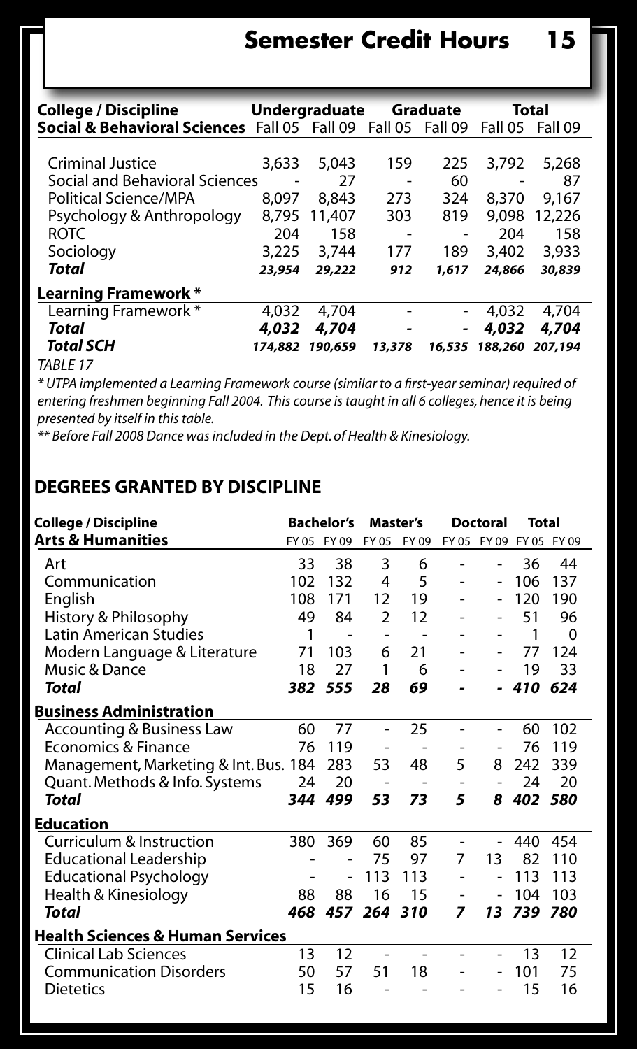# Semester Credit Hours

| College / Discipline | Undergraduate | | Graduate | | Total | |
|---|---|---|---|---|---|---|
| **Social & Behavioral Sciences** | Fall 05 | Fall 09 | Fall 05 | Fall 09 | Fall 05 | Fall 09 |
| Criminal Justice | 3,633 | 5,043 | 159 | 225 | 3,792 | 5,268 |
| Social and Behavioral Sciences | - | 27 | - | 60 | - | 87 |
| Political Science/MPA | 8,097 | 8,843 | 273 | 324 | 8,370 | 9,167 |
| Psychology & Anthropology | 8,795 | 11,407 | 303 | 819 | 9,098 | 12,226 |
| ROTC | 204 | 158 | - | - | 204 | 158 |
| Sociology | 3,225 | 3,744 | 177 | 189 | 3,402 | 3,933 |
| ***Total*** | ***23,954*** | ***29,222*** | ***912*** | ***1,617*** | ***24,866*** | ***30,839*** |
| **Learning Framework \*** | | | | | | |
| Learning Framework \* | 4,032 | 4,704 | - | - | 4,032 | 4,704 |
| ***Total*** | ***4,032*** | ***4,704*** | ***-*** | ***-*** | ***4,032*** | ***4,704*** |
| ***Total SCH*** | ***174,882*** | ***190,659*** | ***13,378*** | ***16,535*** | ***188,260*** | ***207,194*** |

*TABLE 17*

*\* UTPA implemented a Learning Framework course (similar to a first-year seminar) required of entering freshmen beginning Fall 2004. This course is taught in all 6 colleges, hence it is being presented by itself in this table.*

*\*\* Before Fall 2008 Dance was included in the Dept. of Health & Kinesiology.*

## DEGREES GRANTED BY DISCIPLINE

| College / Discipline | Bachelor's | | Master's | | Doctoral | | Total | |
|---|---|---|---|---|---|---|---|---|
| **Arts & Humanities** | FY 05 | FY 09 | FY 05 | FY 09 | FY 05 | FY 09 | FY 05 | FY 09 |
| Art | 33 | 38 | 3 | 6 | - | - | 36 | 44 |
| Communication | 102 | 132 | 4 | 5 | - | - | 106 | 137 |
| English | 108 | 171 | 12 | 19 | - | - | 120 | 190 |
| History & Philosophy | 49 | 84 | 2 | 12 | - | - | 51 | 96 |
| Latin American Studies | 1 | - | - | - | - | - | 1 | 0 |
| Modern Language & Literature | 71 | 103 | 6 | 21 | - | - | 77 | 124 |
| Music & Dance | 18 | 27 | 1 | 6 | - | - | 19 | 33 |
| ***Total*** | ***382*** | ***555*** | ***28*** | ***69*** | ***-*** | ***-*** | ***410*** | ***624*** |
| **Business Administration** | | | | | | | | |
| Accounting & Business Law | 60 | 77 | - | 25 | - | - | 60 | 102 |
| Economics & Finance | 76 | 119 | - | - | - | - | 76 | 119 |
| Management, Marketing & Int. Bus. | 184 | 283 | 53 | 48 | 5 | 8 | 242 | 339 |
| Quant. Methods & Info. Systems | 24 | 20 | - | - | - | - | 24 | 20 |
| ***Total*** | ***344*** | ***499*** | ***53*** | ***73*** | ***5*** | ***8*** | ***402*** | ***580*** |
| **Education** | | | | | | | | |
| Curriculum & Instruction | 380 | 369 | 60 | 85 | - | - | 440 | 454 |
| Educational Leadership | - | - | 75 | 97 | 7 | 13 | 82 | 110 |
| Educational Psychology | - | - | 113 | 113 | - | - | 113 | 113 |
| Health & Kinesiology | 88 | 88 | 16 | 15 | - | - | 104 | 103 |
| ***Total*** | ***468*** | ***457*** | ***264*** | ***310*** | ***7*** | ***13*** | ***739*** | ***780*** |
| **Health Sciences & Human Services** | | | | | | | | |
| Clinical Lab Sciences | 13 | 12 | - | - | - | - | 13 | 12 |
| Communication Disorders | 50 | 57 | 51 | 18 | - | - | 101 | 75 |
| Dietetics | 15 | 16 | - | - | - | - | 15 | 16 |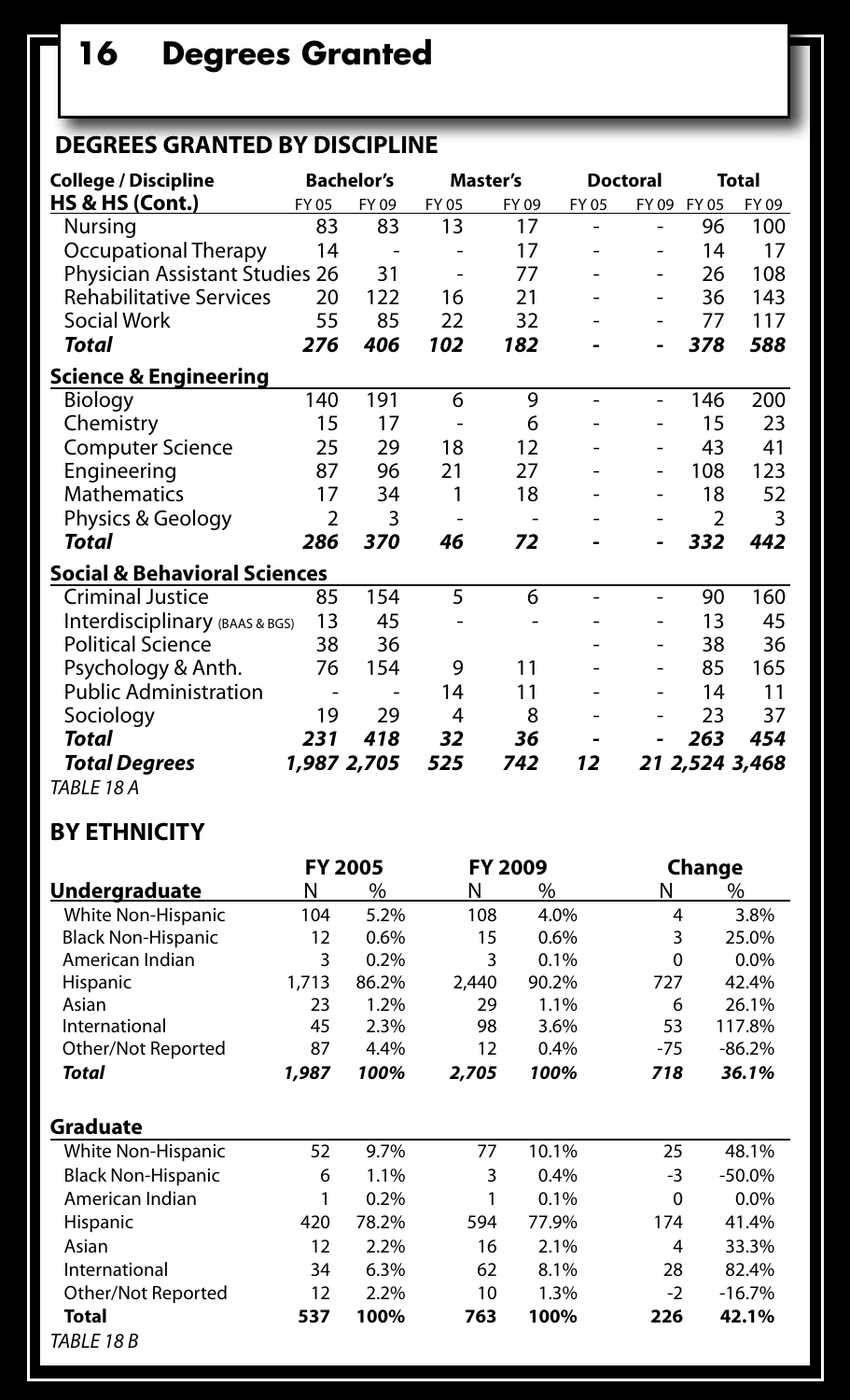# 16 Degrees Granted

## DEGREES GRANTED BY DISCIPLINE

| College / Discipline | Bachelor's | | Master's | | Doctoral | | Total | |
|---|---|---|---|---|---|---|---|---|
| **HS & HS (Cont.)** | FY 05 | FY 09 | FY 05 | FY 09 | FY 05 | FY 09 | FY 05 | FY 09 |
| Nursing | 83 | 83 | 13 | 17 | - | - | 96 | 100 |
| Occupational Therapy | 14 | - | - | 17 | - | - | 14 | 17 |
| Physician Assistant Studies | 26 | 31 | - | 77 | - | - | 26 | 108 |
| Rehabilitative Services | 20 | 122 | 16 | 21 | - | - | 36 | 143 |
| Social Work | 55 | 85 | 22 | 32 | - | - | 77 | 117 |
| ***Total*** | ***276*** | ***406*** | ***102*** | ***182*** | ***-*** | ***-*** | ***378*** | ***588*** |
| **Science & Engineering** | | | | | | | | |
| Biology | 140 | 191 | 6 | 9 | - | - | 146 | 200 |
| Chemistry | 15 | 17 | - | 6 | - | - | 15 | 23 |
| Computer Science | 25 | 29 | 18 | 12 | - | - | 43 | 41 |
| Engineering | 87 | 96 | 21 | 27 | - | - | 108 | 123 |
| Mathematics | 17 | 34 | 1 | 18 | - | - | 18 | 52 |
| Physics & Geology | 2 | 3 | - | - | - | - | 2 | 3 |
| ***Total*** | ***286*** | ***370*** | ***46*** | ***72*** | ***-*** | ***-*** | ***332*** | ***442*** |
| **Social & Behavioral Sciences** | | | | | | | | |
| Criminal Justice | 85 | 154 | 5 | 6 | - | - | 90 | 160 |
| Interdisciplinary (BAAS & BGS) | 13 | 45 | - | - | - | - | 13 | 45 |
| Political Science | 38 | 36 | | | - | - | 38 | 36 |
| Psychology & Anth. | 76 | 154 | 9 | 11 | - | - | 85 | 165 |
| Public Administration | - | - | 14 | 11 | - | - | 14 | 11 |
| Sociology | 19 | 29 | 4 | 8 | - | - | 23 | 37 |
| ***Total*** | ***231*** | ***418*** | ***32*** | ***36*** | ***-*** | ***-*** | ***263*** | ***454*** |
| ***Total Degrees*** | ***1,987*** | ***2,705*** | ***525*** | ***742*** | ***12*** | ***21*** | ***2,524*** | ***3,468*** |

*TABLE 18 A*

## BY ETHNICITY

| | FY 2005 | | FY 2009 | | Change | |
|---|---|---|---|---|---|---|
| **Undergraduate** | N | % | N | % | N | % |
| White Non-Hispanic | 104 | 5.2% | 108 | 4.0% | 4 | 3.8% |
| Black Non-Hispanic | 12 | 0.6% | 15 | 0.6% | 3 | 25.0% |
| American Indian | 3 | 0.2% | 3 | 0.1% | 0 | 0.0% |
| Hispanic | 1,713 | 86.2% | 2,440 | 90.2% | 727 | 42.4% |
| Asian | 23 | 1.2% | 29 | 1.1% | 6 | 26.1% |
| International | 45 | 2.3% | 98 | 3.6% | 53 | 117.8% |
| Other/Not Reported | 87 | 4.4% | 12 | 0.4% | -75 | -86.2% |
| ***Total*** | ***1,987*** | ***100%*** | ***2,705*** | ***100%*** | ***718*** | ***36.1%*** |

| | FY 2005 | | FY 2009 | | Change | |
|---|---|---|---|---|---|---|
| **Graduate** | N | % | N | % | N | % |
| White Non-Hispanic | 52 | 9.7% | 77 | 10.1% | 25 | 48.1% |
| Black Non-Hispanic | 6 | 1.1% | 3 | 0.4% | -3 | -50.0% |
| American Indian | 1 | 0.2% | 1 | 0.1% | 0 | 0.0% |
| Hispanic | 420 | 78.2% | 594 | 77.9% | 174 | 41.4% |
| Asian | 12 | 2.2% | 16 | 2.1% | 4 | 33.3% |
| International | 34 | 6.3% | 62 | 8.1% | 28 | 82.4% |
| Other/Not Reported | 12 | 2.2% | 10 | 1.3% | -2 | -16.7% |
| **Total** | **537** | **100%** | **763** | **100%** | **226** | **42.1%** |

*TABLE 18 B*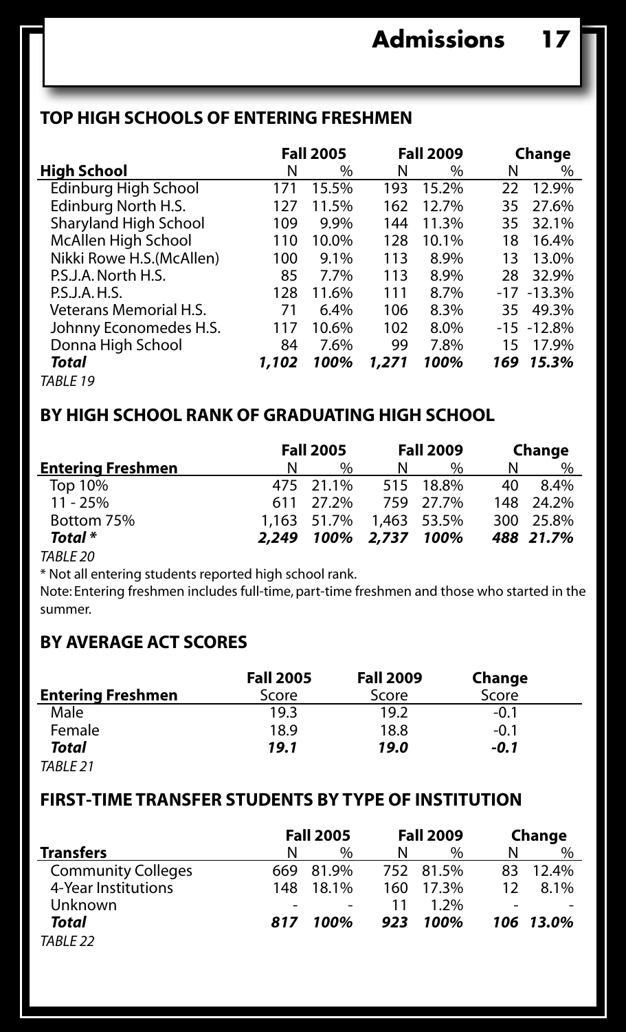## TOP HIGH SCHOOLS OF ENTERING FRESHMEN

| | Fall 2005 | | Fall 2009 | | Change | |
|---|---|---|---|---|---|---|
| **High School** | N | % | N | % | N | % |
| Edinburg High School | 171 | 15.5% | 193 | 15.2% | 22 | 12.9% |
| Edinburg North H.S. | 127 | 11.5% | 162 | 12.7% | 35 | 27.6% |
| Sharyland High School | 109 | 9.9% | 144 | 11.3% | 35 | 32.1% |
| McAllen High School | 110 | 10.0% | 128 | 10.1% | 18 | 16.4% |
| Nikki Rowe H.S.(McAllen) | 100 | 9.1% | 113 | 8.9% | 13 | 13.0% |
| P.S.J.A. North H.S. | 85 | 7.7% | 113 | 8.9% | 28 | 32.9% |
| P.S.J.A. H.S. | 128 | 11.6% | 111 | 8.7% | -17 | -13.3% |
| Veterans Memorial H.S. | 71 | 6.4% | 106 | 8.3% | 35 | 49.3% |
| Johnny Economedes H.S. | 117 | 10.6% | 102 | 8.0% | -15 | -12.8% |
| Donna High School | 84 | 7.6% | 99 | 7.8% | 15 | 17.9% |
| ***Total*** | ***1,102*** | ***100%*** | ***1,271*** | ***100%*** | ***169*** | ***15.3%*** |

*TABLE 19*

## BY HIGH SCHOOL RANK OF GRADUATING HIGH SCHOOL

| | Fall 2005 | | Fall 2009 | | Change | |
|---|---|---|---|---|---|---|
| **Entering Freshmen** | N | % | N | % | N | % |
| Top 10% | 475 | 21.1% | 515 | 18.8% | 40 | 8.4% |
| 11 - 25% | 611 | 27.2% | 759 | 27.7% | 148 | 24.2% |
| Bottom 75% | 1,163 | 51.7% | 1,463 | 53.5% | 300 | 25.8% |
| ***Total \**** | ***2,249*** | ***100%*** | ***2,737*** | ***100%*** | ***488*** | ***21.7%*** |

*TABLE 20*

\* Not all entering students reported high school rank.

Note: Entering freshmen includes full-time, part-time freshmen and those who started in the summer.

## BY AVERAGE ACT SCORES

| | Fall 2005 | Fall 2009 | Change |
|---|---|---|---|
| **Entering Freshmen** | Score | Score | Score |
| Male | 19.3 | 19.2 | -0.1 |
| Female | 18.9 | 18.8 | -0.1 |
| ***Total*** | ***19.1*** | ***19.0*** | ***-0.1*** |

*TABLE 21*

## FIRST-TIME TRANSFER STUDENTS BY TYPE OF INSTITUTION

| | Fall 2005 | | Fall 2009 | | Change | |
|---|---|---|---|---|---|---|
| **Transfers** | N | % | N | % | N | % |
| Community Colleges | 669 | 81.9% | 752 | 81.5% | 83 | 12.4% |
| 4-Year Institutions | 148 | 18.1% | 160 | 17.3% | 12 | 8.1% |
| Unknown | - | - | 11 | 1.2% | - | - |
| ***Total*** | ***817*** | ***100%*** | ***923*** | ***100%*** | ***106*** | ***13.0%*** |

*TABLE 22*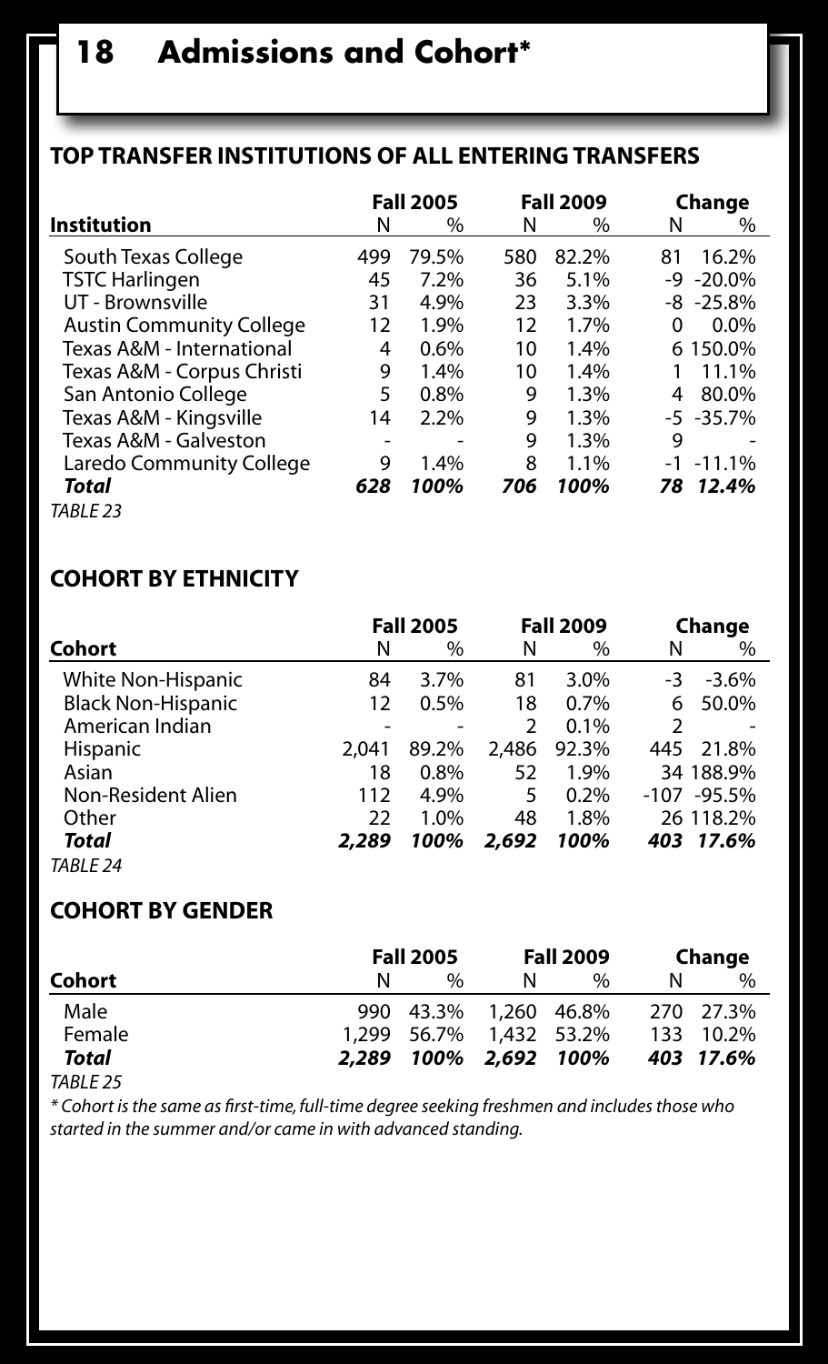# 18 Admissions and Cohort*

## TOP TRANSFER INSTITUTIONS OF ALL ENTERING TRANSFERS

| Institution | Fall 2005 | | Fall 2009 | | Change | |
|---|---|---|---|---|---|---|
| | N | % | N | % | N | % |
| South Texas College | 499 | 79.5% | 580 | 82.2% | 81 | 16.2% |
| TSTC Harlingen | 45 | 7.2% | 36 | 5.1% | -9 | -20.0% |
| UT - Brownsville | 31 | 4.9% | 23 | 3.3% | -8 | -25.8% |
| Austin Community College | 12 | 1.9% | 12 | 1.7% | 0 | 0.0% |
| Texas A&M - International | 4 | 0.6% | 10 | 1.4% | 6 | 150.0% |
| Texas A&M - Corpus Christi | 9 | 1.4% | 10 | 1.4% | 1 | 11.1% |
| San Antonio College | 5 | 0.8% | 9 | 1.3% | 4 | 80.0% |
| Texas A&M - Kingsville | 14 | 2.2% | 9 | 1.3% | -5 | -35.7% |
| Texas A&M - Galveston | - | - | 9 | 1.3% | 9 | - |
| Laredo Community College | 9 | 1.4% | 8 | 1.1% | -1 | -11.1% |
| ***Total*** | ***628*** | ***100%*** | ***706*** | ***100%*** | ***78*** | ***12.4%*** |

*TABLE 23*

## COHORT BY ETHNICITY

| Cohort | Fall 2005 | | Fall 2009 | | Change | |
|---|---|---|---|---|---|---|
| | N | % | N | % | N | % |
| White Non-Hispanic | 84 | 3.7% | 81 | 3.0% | -3 | -3.6% |
| Black Non-Hispanic | 12 | 0.5% | 18 | 0.7% | 6 | 50.0% |
| American Indian | - | - | 2 | 0.1% | 2 | - |
| Hispanic | 2,041 | 89.2% | 2,486 | 92.3% | 445 | 21.8% |
| Asian | 18 | 0.8% | 52 | 1.9% | 34 | 188.9% |
| Non-Resident Alien | 112 | 4.9% | 5 | 0.2% | -107 | -95.5% |
| Other | 22 | 1.0% | 48 | 1.8% | 26 | 118.2% |
| ***Total*** | ***2,289*** | ***100%*** | ***2,692*** | ***100%*** | ***403*** | ***17.6%*** |

*TABLE 24*

## COHORT BY GENDER

| Cohort | Fall 2005 | | Fall 2009 | | Change | |
|---|---|---|---|---|---|---|
| | N | % | N | % | N | % |
| Male | 990 | 43.3% | 1,260 | 46.8% | 270 | 27.3% |
| Female | 1,299 | 56.7% | 1,432 | 53.2% | 133 | 10.2% |
| ***Total*** | ***2,289*** | ***100%*** | ***2,692*** | ***100%*** | ***403*** | ***17.6%*** |

*TABLE 25*

*\* Cohort is the same as first-time, full-time degree seeking freshmen and includes those who started in the summer and/or came in with advanced standing.*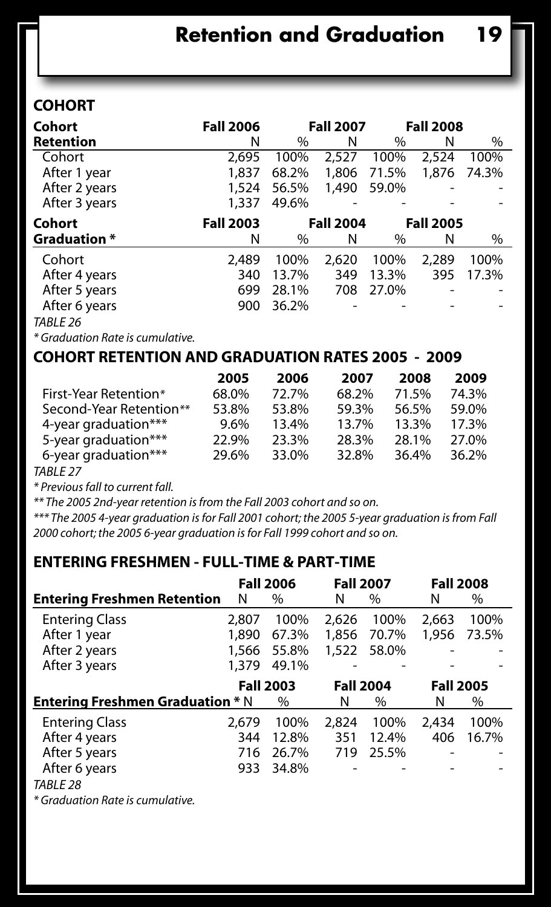## COHORT

| Cohort Retention | Fall 2006 N | % | Fall 2007 N | % | Fall 2008 N | % |
|---|---|---|---|---|---|---|
| Cohort | 2,695 | 100% | 2,527 | 100% | 2,524 | 100% |
| After 1 year | 1,837 | 68.2% | 1,806 | 71.5% | 1,876 | 74.3% |
| After 2 years | 1,524 | 56.5% | 1,490 | 59.0% | - | - |
| After 3 years | 1,337 | 49.6% | - | - | - | - |

| Cohort Graduation * | Fall 2003 N | % | Fall 2004 N | % | Fall 2005 N | % |
|---|---|---|---|---|---|---|
| Cohort | 2,489 | 100% | 2,620 | 100% | 2,289 | 100% |
| After 4 years | 340 | 13.7% | 349 | 13.3% | 395 | 17.3% |
| After 5 years | 699 | 28.1% | 708 | 27.0% | - | - |
| After 6 years | 900 | 36.2% | - | - | - | - |

*TABLE 26*

*\* Graduation Rate is cumulative.*

## COHORT RETENTION AND GRADUATION RATES 2005 - 2009

| | 2005 | 2006 | 2007 | 2008 | 2009 |
|---|---|---|---|---|---|
| First-Year Retention* | 68.0% | 72.7% | 68.2% | 71.5% | 74.3% |
| Second-Year Retention** | 53.8% | 53.8% | 59.3% | 56.5% | 59.0% |
| 4-year graduation*** | 9.6% | 13.4% | 13.7% | 13.3% | 17.3% |
| 5-year graduation*** | 22.9% | 23.3% | 28.3% | 28.1% | 27.0% |
| 6-year graduation*** | 29.6% | 33.0% | 32.8% | 36.4% | 36.2% |

*TABLE 27*

*\* Previous fall to current fall.*

*\*\* The 2005 2nd-year retention is from the Fall 2003 cohort and so on.*

*\*\*\* The 2005 4-year graduation is for Fall 2001 cohort; the 2005 5-year graduation is from Fall 2000 cohort; the 2005 6-year graduation is for Fall 1999 cohort and so on.*

## ENTERING FRESHMEN - FULL-TIME & PART-TIME

| Entering Freshmen Retention | Fall 2006 N | % | Fall 2007 N | % | Fall 2008 N | % |
|---|---|---|---|---|---|---|
| Entering Class | 2,807 | 100% | 2,626 | 100% | 2,663 | 100% |
| After 1 year | 1,890 | 67.3% | 1,856 | 70.7% | 1,956 | 73.5% |
| After 2 years | 1,566 | 55.8% | 1,522 | 58.0% | - | - |
| After 3 years | 1,379 | 49.1% | - | - | - | - |

| Entering Freshmen Graduation * | Fall 2003 N | % | Fall 2004 N | % | Fall 2005 N | % |
|---|---|---|---|---|---|---|
| Entering Class | 2,679 | 100% | 2,824 | 100% | 2,434 | 100% |
| After 4 years | 344 | 12.8% | 351 | 12.4% | 406 | 16.7% |
| After 5 years | 716 | 26.7% | 719 | 25.5% | - | - |
| After 6 years | 933 | 34.8% | - | - | - | - |

*TABLE 28*

*\* Graduation Rate is cumulative.*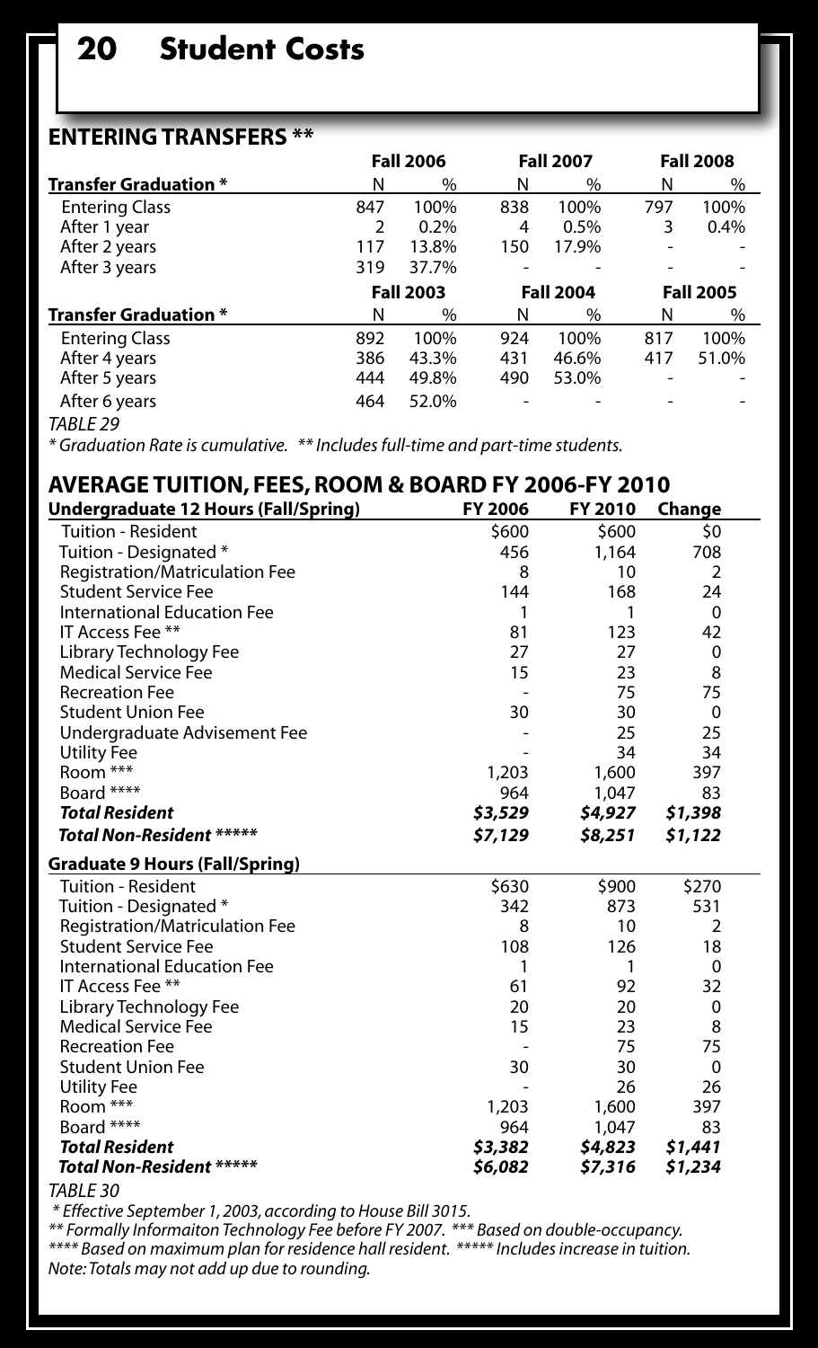## Student Costs

### ENTERING TRANSFERS **

| Transfer Graduation * | Fall 2006 | | Fall 2007 | | Fall 2008 | |
|---|---|---|---|---|---|---|
| | N | % | N | % | N | % |
| Entering Class | 847 | 100% | 838 | 100% | 797 | 100% |
| After 1 year | 2 | 0.2% | 4 | 0.5% | 3 | 0.4% |
| After 2 years | 117 | 13.8% | 150 | 17.9% | - | - |
| After 3 years | 319 | 37.7% | - | - | - | - |
| **Transfer Graduation *** | **Fall 2003** | | **Fall 2004** | | **Fall 2005** | |
| | N | % | N | % | N | % |
| Entering Class | 892 | 100% | 924 | 100% | 817 | 100% |
| After 4 years | 386 | 43.3% | 431 | 46.6% | 417 | 51.0% |
| After 5 years | 444 | 49.8% | 490 | 53.0% | - | - |
| After 6 years | 464 | 52.0% | - | - | - | - |

*TABLE 29*

*\* Graduation Rate is cumulative. \*\* Includes full-time and part-time students.*

### AVERAGE TUITION, FEES, ROOM & BOARD FY 2006-FY 2010

| Undergraduate 12 Hours (Fall/Spring) | FY 2006 | FY 2010 | Change |
|---|---|---|---|
| Tuition - Resident | $600 | $600 | $0 |
| Tuition - Designated * | 456 | 1,164 | 708 |
| Registration/Matriculation Fee | 8 | 10 | 2 |
| Student Service Fee | 144 | 168 | 24 |
| International Education Fee | 1 | 1 | 0 |
| IT Access Fee ** | 81 | 123 | 42 |
| Library Technology Fee | 27 | 27 | 0 |
| Medical Service Fee | 15 | 23 | 8 |
| Recreation Fee | - | 75 | 75 |
| Student Union Fee | 30 | 30 | 0 |
| Undergraduate Advisement Fee | - | 25 | 25 |
| Utility Fee | - | 34 | 34 |
| Room *** | 1,203 | 1,600 | 397 |
| Board **** | 964 | 1,047 | 83 |
| ***Total Resident*** | ***$3,529*** | ***$4,927*** | ***$1,398*** |
| ***Total Non-Resident ******* | ***$7,129*** | ***$8,251*** | ***$1,122*** |
| **Graduate 9 Hours (Fall/Spring)** | | | |
| Tuition - Resident | $630 | $900 | $270 |
| Tuition - Designated * | 342 | 873 | 531 |
| Registration/Matriculation Fee | 8 | 10 | 2 |
| Student Service Fee | 108 | 126 | 18 |
| International Education Fee | 1 | 1 | 0 |
| IT Access Fee ** | 61 | 92 | 32 |
| Library Technology Fee | 20 | 20 | 0 |
| Medical Service Fee | 15 | 23 | 8 |
| Recreation Fee | - | 75 | 75 |
| Student Union Fee | 30 | 30 | 0 |
| Utility Fee | - | 26 | 26 |
| Room *** | 1,203 | 1,600 | 397 |
| Board **** | 964 | 1,047 | 83 |
| ***Total Resident*** | ***$3,382*** | ***$4,823*** | ***$1,441*** |
| ***Total Non-Resident ******* | ***$6,082*** | ***$7,316*** | ***$1,234*** |

*TABLE 30*

*\* Effective September 1, 2003, according to House Bill 3015.*
*\*\* Formally Informaiton Technology Fee before FY 2007. \*\*\* Based on double-occupancy.*
*\*\*\*\* Based on maximum plan for residence hall resident. \*\*\*\*\* Includes increase in tuition.*
*Note: Totals may not add up due to rounding.*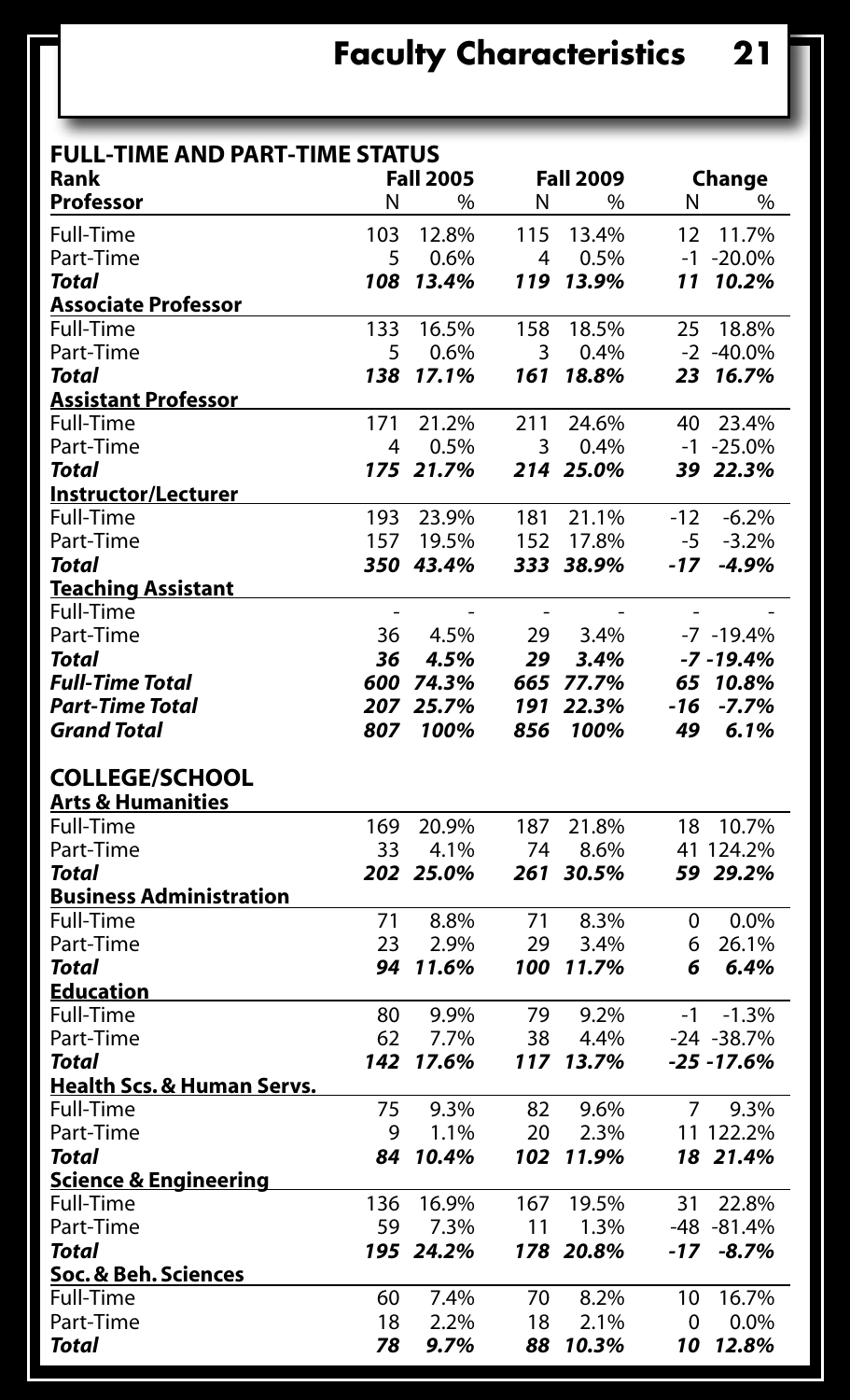# Faculty Characteristics

## FULL-TIME AND PART-TIME STATUS

| Rank | Fall 2005 | | Fall 2009 | | Change | |
|---|---|---|---|---|---|---|
| **Professor** | N | % | N | % | N | % |
| Full-Time | 103 | 12.8% | 115 | 13.4% | 12 | 11.7% |
| Part-Time | 5 | 0.6% | 4 | 0.5% | -1 | -20.0% |
| ***Total*** | ***108*** | ***13.4%*** | ***119*** | ***13.9%*** | ***11*** | ***10.2%*** |
| **Associate Professor** | | | | | | |
| Full-Time | 133 | 16.5% | 158 | 18.5% | 25 | 18.8% |
| Part-Time | 5 | 0.6% | 3 | 0.4% | -2 | -40.0% |
| ***Total*** | ***138*** | ***17.1%*** | ***161*** | ***18.8%*** | ***23*** | ***16.7%*** |
| **Assistant Professor** | | | | | | |
| Full-Time | 171 | 21.2% | 211 | 24.6% | 40 | 23.4% |
| Part-Time | 4 | 0.5% | 3 | 0.4% | -1 | -25.0% |
| ***Total*** | ***175*** | ***21.7%*** | ***214*** | ***25.0%*** | ***39*** | ***22.3%*** |
| **Instructor/Lecturer** | | | | | | |
| Full-Time | 193 | 23.9% | 181 | 21.1% | -12 | -6.2% |
| Part-Time | 157 | 19.5% | 152 | 17.8% | -5 | -3.2% |
| ***Total*** | ***350*** | ***43.4%*** | ***333*** | ***38.9%*** | ***-17*** | ***-4.9%*** |
| **Teaching Assistant** | | | | | | |
| Full-Time | - | - | - | - | - | - |
| Part-Time | 36 | 4.5% | 29 | 3.4% | -7 | -19.4% |
| ***Total*** | ***36*** | ***4.5%*** | ***29*** | ***3.4%*** | ***-7*** | ***-19.4%*** |
| ***Full-Time Total*** | ***600*** | ***74.3%*** | ***665*** | ***77.7%*** | ***65*** | ***10.8%*** |
| ***Part-Time Total*** | ***207*** | ***25.7%*** | ***191*** | ***22.3%*** | ***-16*** | ***-7.7%*** |
| ***Grand Total*** | ***807*** | ***100%*** | ***856*** | ***100%*** | ***49*** | ***6.1%*** |

## COLLEGE/SCHOOL

| College/School | Fall 2005 | | Fall 2009 | | Change | |
|---|---|---|---|---|---|---|
| **Arts & Humanities** | N | % | N | % | N | % |
| Full-Time | 169 | 20.9% | 187 | 21.8% | 18 | 10.7% |
| Part-Time | 33 | 4.1% | 74 | 8.6% | 41 | 124.2% |
| ***Total*** | ***202*** | ***25.0%*** | ***261*** | ***30.5%*** | ***59*** | ***29.2%*** |
| **Business Administration** | | | | | | |
| Full-Time | 71 | 8.8% | 71 | 8.3% | 0 | 0.0% |
| Part-Time | 23 | 2.9% | 29 | 3.4% | 6 | 26.1% |
| ***Total*** | ***94*** | ***11.6%*** | ***100*** | ***11.7%*** | ***6*** | ***6.4%*** |
| **Education** | | | | | | |
| Full-Time | 80 | 9.9% | 79 | 9.2% | -1 | -1.3% |
| Part-Time | 62 | 7.7% | 38 | 4.4% | -24 | -38.7% |
| ***Total*** | ***142*** | ***17.6%*** | ***117*** | ***13.7%*** | ***-25*** | ***-17.6%*** |
| **Health Scs. & Human Servs.** | | | | | | |
| Full-Time | 75 | 9.3% | 82 | 9.6% | 7 | 9.3% |
| Part-Time | 9 | 1.1% | 20 | 2.3% | 11 | 122.2% |
| ***Total*** | ***84*** | ***10.4%*** | ***102*** | ***11.9%*** | ***18*** | ***21.4%*** |
| **Science & Engineering** | | | | | | |
| Full-Time | 136 | 16.9% | 167 | 19.5% | 31 | 22.8% |
| Part-Time | 59 | 7.3% | 11 | 1.3% | -48 | -81.4% |
| ***Total*** | ***195*** | ***24.2%*** | ***178*** | ***20.8%*** | ***-17*** | ***-8.7%*** |
| **Soc. & Beh. Sciences** | | | | | | |
| Full-Time | 60 | 7.4% | 70 | 8.2% | 10 | 16.7% |
| Part-Time | 18 | 2.2% | 18 | 2.1% | 0 | 0.0% |
| ***Total*** | ***78*** | ***9.7%*** | ***88*** | ***10.3%*** | ***10*** | ***12.8%*** |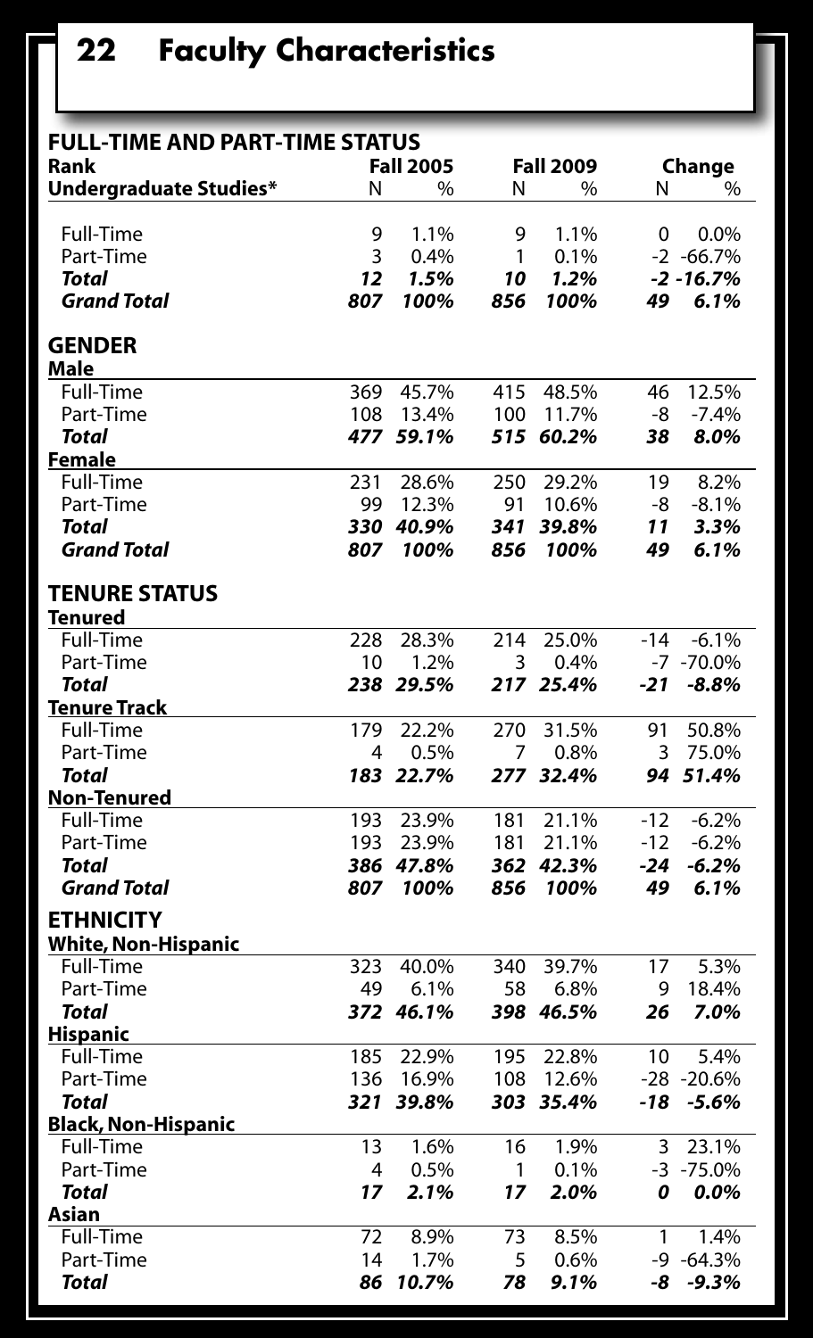## 22 Faculty Characteristics

### FULL-TIME AND PART-TIME STATUS

| Rank | Fall 2005 | | Fall 2009 | | Change | |
|---|---|---|---|---|---|---|
| **Undergraduate Studies*** | N | % | N | % | N | % |
| Full-Time | 9 | 1.1% | 9 | 1.1% | 0 | 0.0% |
| Part-Time | 3 | 0.4% | 1 | 0.1% | -2 | -66.7% |
| ***Total*** | ***12*** | ***1.5%*** | ***10*** | ***1.2%*** | ***-2*** | ***-16.7%*** |
| ***Grand Total*** | ***807*** | ***100%*** | ***856*** | ***100%*** | ***49*** | ***6.1%*** |

### GENDER

| | Fall 2005 | | Fall 2009 | | Change | |
|---|---|---|---|---|---|---|
| | N | % | N | % | N | % |
| **Male** | | | | | | |
| Full-Time | 369 | 45.7% | 415 | 48.5% | 46 | 12.5% |
| Part-Time | 108 | 13.4% | 100 | 11.7% | -8 | -7.4% |
| ***Total*** | ***477*** | ***59.1%*** | ***515*** | ***60.2%*** | ***38*** | ***8.0%*** |
| **Female** | | | | | | |
| Full-Time | 231 | 28.6% | 250 | 29.2% | 19 | 8.2% |
| Part-Time | 99 | 12.3% | 91 | 10.6% | -8 | -8.1% |
| ***Total*** | ***330*** | ***40.9%*** | ***341*** | ***39.8%*** | ***11*** | ***3.3%*** |
| ***Grand Total*** | ***807*** | ***100%*** | ***856*** | ***100%*** | ***49*** | ***6.1%*** |

### TENURE STATUS

| | Fall 2005 | | Fall 2009 | | Change | |
|---|---|---|---|---|---|---|
| | N | % | N | % | N | % |
| **Tenured** | | | | | | |
| Full-Time | 228 | 28.3% | 214 | 25.0% | -14 | -6.1% |
| Part-Time | 10 | 1.2% | 3 | 0.4% | -7 | -70.0% |
| ***Total*** | ***238*** | ***29.5%*** | ***217*** | ***25.4%*** | ***-21*** | ***-8.8%*** |
| **Tenure Track** | | | | | | |
| Full-Time | 179 | 22.2% | 270 | 31.5% | 91 | 50.8% |
| Part-Time | 4 | 0.5% | 7 | 0.8% | 3 | 75.0% |
| ***Total*** | ***183*** | ***22.7%*** | ***277*** | ***32.4%*** | ***94*** | ***51.4%*** |
| **Non-Tenured** | | | | | | |
| Full-Time | 193 | 23.9% | 181 | 21.1% | -12 | -6.2% |
| Part-Time | 193 | 23.9% | 181 | 21.1% | -12 | -6.2% |
| ***Total*** | ***386*** | ***47.8%*** | ***362*** | ***42.3%*** | ***-24*** | ***-6.2%*** |
| ***Grand Total*** | ***807*** | ***100%*** | ***856*** | ***100%*** | ***49*** | ***6.1%*** |

### ETHNICITY

| | Fall 2005 | | Fall 2009 | | Change | |
|---|---|---|---|---|---|---|
| | N | % | N | % | N | % |
| **White, Non-Hispanic** | | | | | | |
| Full-Time | 323 | 40.0% | 340 | 39.7% | 17 | 5.3% |
| Part-Time | 49 | 6.1% | 58 | 6.8% | 9 | 18.4% |
| ***Total*** | ***372*** | ***46.1%*** | ***398*** | ***46.5%*** | ***26*** | ***7.0%*** |
| **Hispanic** | | | | | | |
| Full-Time | 185 | 22.9% | 195 | 22.8% | 10 | 5.4% |
| Part-Time | 136 | 16.9% | 108 | 12.6% | -28 | -20.6% |
| ***Total*** | ***321*** | ***39.8%*** | ***303*** | ***35.4%*** | ***-18*** | ***-5.6%*** |
| **Black, Non-Hispanic** | | | | | | |
| Full-Time | 13 | 1.6% | 16 | 1.9% | 3 | 23.1% |
| Part-Time | 4 | 0.5% | 1 | 0.1% | -3 | -75.0% |
| ***Total*** | ***17*** | ***2.1%*** | ***17*** | ***2.0%*** | ***0*** | ***0.0%*** |
| **Asian** | | | | | | |
| Full-Time | 72 | 8.9% | 73 | 8.5% | 1 | 1.4% |
| Part-Time | 14 | 1.7% | 5 | 0.6% | -9 | -64.3% |
| ***Total*** | ***86*** | ***10.7%*** | ***78*** | ***9.1%*** | ***-8*** | ***-9.3%*** |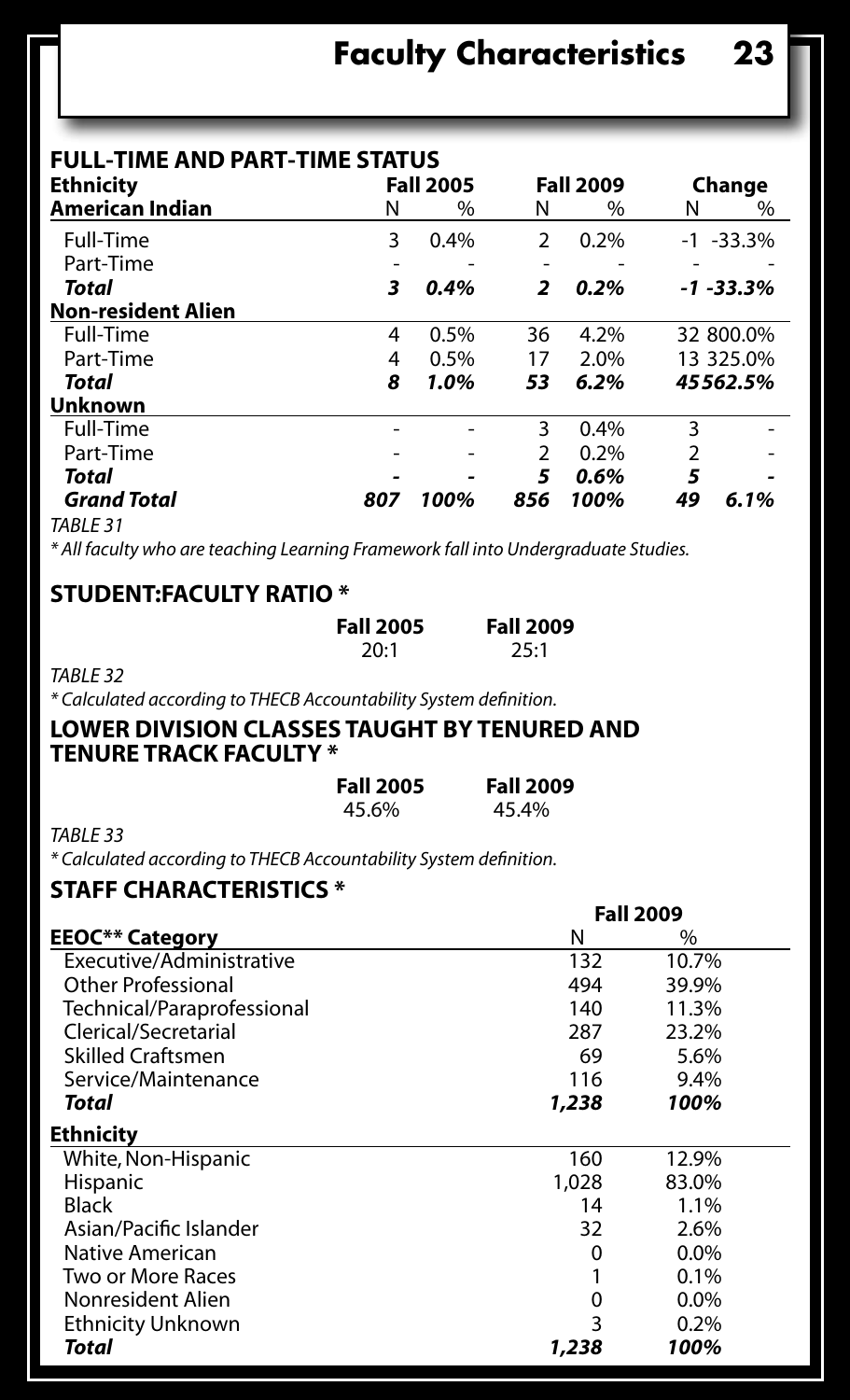# Faculty Characteristics

## FULL-TIME AND PART-TIME STATUS

| Ethnicity | Fall 2005 | | Fall 2009 | | Change | |
|---|---|---|---|---|---|---|
| **American Indian** | N | % | N | % | N | % |
| Full-Time | 3 | 0.4% | 2 | 0.2% | -1 | -33.3% |
| Part-Time | - | - | - | - | - | - |
| ***Total*** | ***3*** | ***0.4%*** | ***2*** | ***0.2%*** | ***-1*** | ***-33.3%*** |
| **Non-resident Alien** | | | | | | |
| Full-Time | 4 | 0.5% | 36 | 4.2% | 32 | 800.0% |
| Part-Time | 4 | 0.5% | 17 | 2.0% | 13 | 325.0% |
| ***Total*** | ***8*** | ***1.0%*** | ***53*** | ***6.2%*** | ***45*** | ***562.5%*** |
| **Unknown** | | | | | | |
| Full-Time | - | - | 3 | 0.4% | 3 | - |
| Part-Time | - | - | 2 | 0.2% | 2 | - |
| ***Total*** | ***-*** | ***-*** | ***5*** | ***0.6%*** | ***5*** | ***-*** |
| ***Grand Total*** | ***807*** | ***100%*** | ***856*** | ***100%*** | ***49*** | ***6.1%*** |

*TABLE 31*

*\* All faculty who are teaching Learning Framework fall into Undergraduate Studies.*

## STUDENT:FACULTY RATIO *

| Fall 2005 | Fall 2009 |
|---|---|
| 20:1 | 25:1 |

*TABLE 32*

*\* Calculated according to THECB Accountability System definition.*

## LOWER DIVISION CLASSES TAUGHT BY TENURED AND TENURE TRACK FACULTY *

| Fall 2005 | Fall 2009 |
|---|---|
| 45.6% | 45.4% |

*TABLE 33*

*\* Calculated according to THECB Accountability System definition.*

## STAFF CHARACTERISTICS *

| | Fall 2009 | |
|---|---|---|
| **EEOC** Category** | N | % |
| Executive/Administrative | 132 | 10.7% |
| Other Professional | 494 | 39.9% |
| Technical/Paraprofessional | 140 | 11.3% |
| Clerical/Secretarial | 287 | 23.2% |
| Skilled Craftsmen | 69 | 5.6% |
| Service/Maintenance | 116 | 9.4% |
| ***Total*** | ***1,238*** | ***100%*** |
| **Ethnicity** | | |
| White, Non-Hispanic | 160 | 12.9% |
| Hispanic | 1,028 | 83.0% |
| Black | 14 | 1.1% |
| Asian/Pacific Islander | 32 | 2.6% |
| Native American | 0 | 0.0% |
| Two or More Races | 1 | 0.1% |
| Nonresident Alien | 0 | 0.0% |
| Ethnicity Unknown | 3 | 0.2% |
| ***Total*** | ***1,238*** | ***100%*** |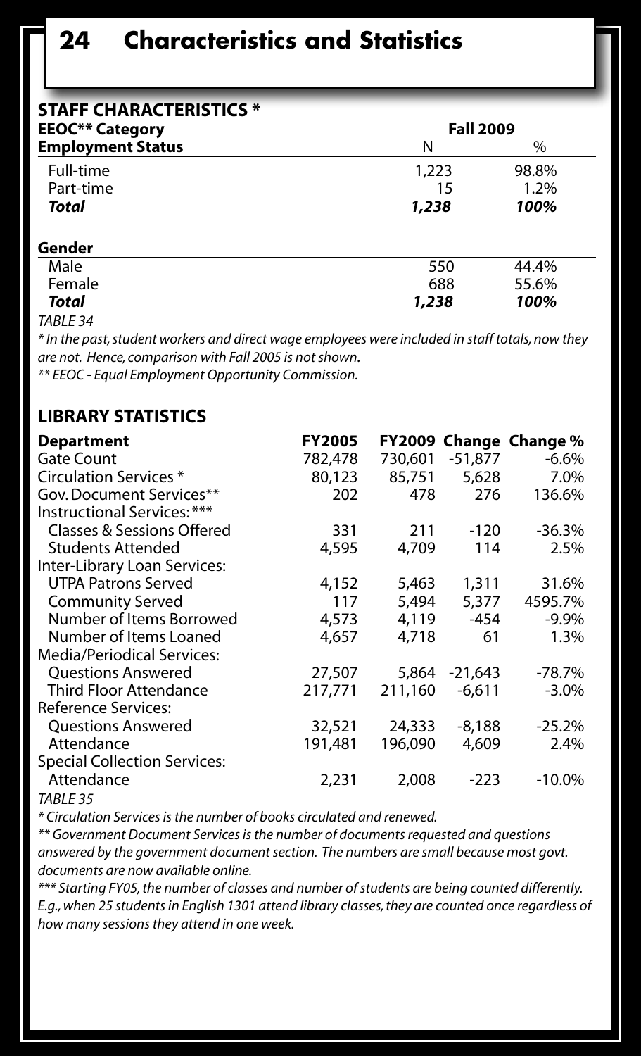# Characteristics and Statistics

## STAFF CHARACTERISTICS *

| EEOC** Category | Fall 2009 | |
|---|---|---|
| **Employment Status** | N | % |
| Full-time | 1,223 | 98.8% |
| Part-time | 15 | 1.2% |
| ***Total*** | ***1,238*** | ***100%*** |
| **Gender** | | |
| Male | 550 | 44.4% |
| Female | 688 | 55.6% |
| ***Total*** | ***1,238*** | ***100%*** |

*TABLE 34*

*\* In the past, student workers and direct wage employees were included in staff totals, now they are not. Hence, comparison with Fall 2005 is not shown.*

*\*\* EEOC - Equal Employment Opportunity Commission.*

## LIBRARY STATISTICS

| Department | FY2005 | FY2009 | Change | Change % |
|---|---|---|---|---|
| Gate Count | 782,478 | 730,601 | -51,877 | -6.6% |
| Circulation Services * | 80,123 | 85,751 | 5,628 | 7.0% |
| Gov. Document Services** | 202 | 478 | 276 | 136.6% |
| Instructional Services: *** | | | | |
| Classes & Sessions Offered | 331 | 211 | -120 | -36.3% |
| Students Attended | 4,595 | 4,709 | 114 | 2.5% |
| Inter-Library Loan Services: | | | | |
| UTPA Patrons Served | 4,152 | 5,463 | 1,311 | 31.6% |
| Community Served | 117 | 5,494 | 5,377 | 4595.7% |
| Number of Items Borrowed | 4,573 | 4,119 | -454 | -9.9% |
| Number of Items Loaned | 4,657 | 4,718 | 61 | 1.3% |
| Media/Periodical Services: | | | | |
| Questions Answered | 27,507 | 5,864 | -21,643 | -78.7% |
| Third Floor Attendance | 217,771 | 211,160 | -6,611 | -3.0% |
| Reference Services: | | | | |
| Questions Answered | 32,521 | 24,333 | -8,188 | -25.2% |
| Attendance | 191,481 | 196,090 | 4,609 | 2.4% |
| Special Collection Services: | | | | |
| Attendance | 2,231 | 2,008 | -223 | -10.0% |

*TABLE 35*

*\* Circulation Services is the number of books circulated and renewed.*

*\*\* Government Document Services is the number of documents requested and questions answered by the government document section. The numbers are small because most govt. documents are now available online.*

*\*\*\* Starting FY05, the number of classes and number of students are being counted differently. E.g., when 25 students in English 1301 attend library classes, they are counted once regardless of how many sessions they attend in one week.*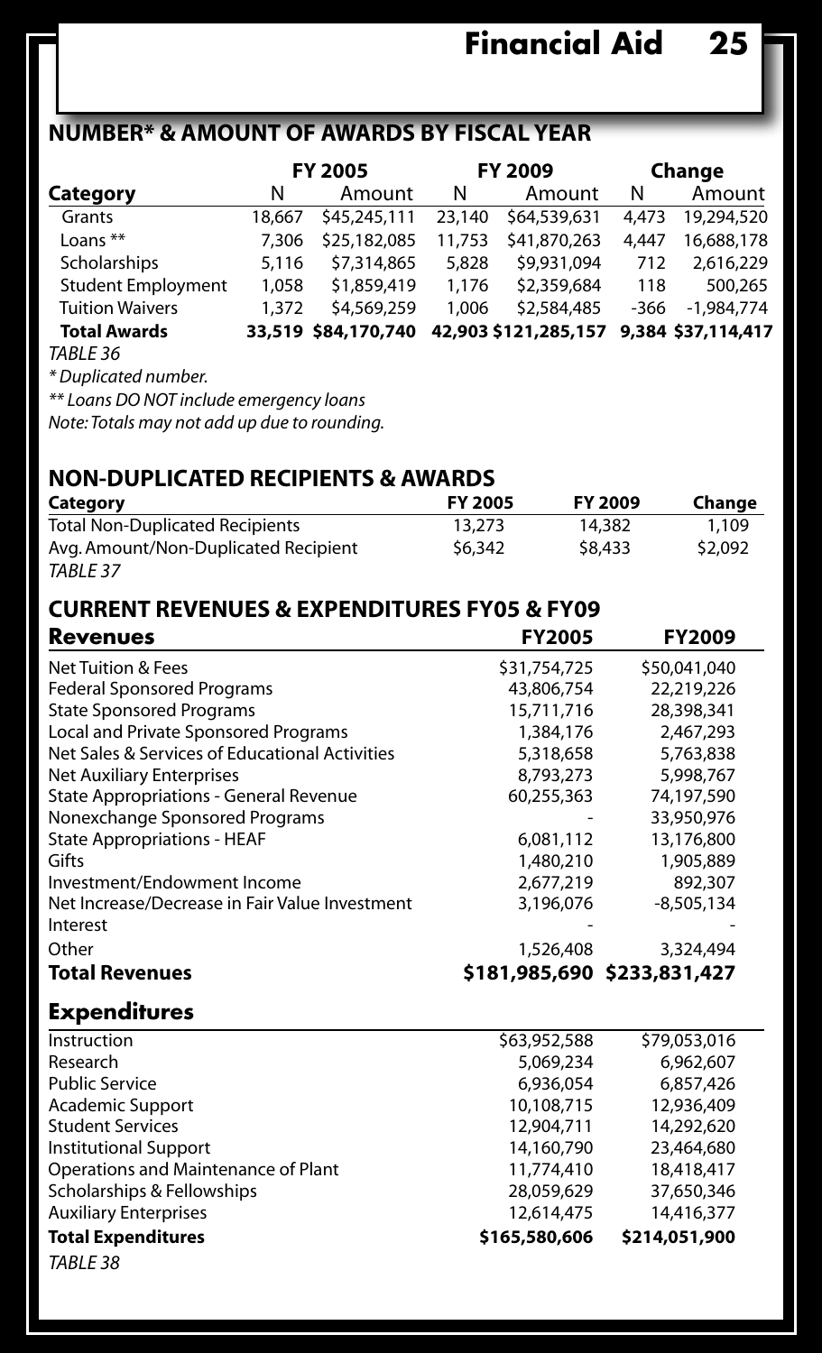## NUMBER* & AMOUNT OF AWARDS BY FISCAL YEAR

| | FY 2005 | | FY 2009 | | Change | |
|---|---|---|---|---|---|---|
| **Category** | N | Amount | N | Amount | N | Amount |
| Grants | 18,667 | $45,245,111 | 23,140 | $64,539,631 | 4,473 | 19,294,520 |
| Loans ** | 7,306 | $25,182,085 | 11,753 | $41,870,263 | 4,447 | 16,688,178 |
| Scholarships | 5,116 | $7,314,865 | 5,828 | $9,931,094 | 712 | 2,616,229 |
| Student Employment | 1,058 | $1,859,419 | 1,176 | $2,359,684 | 118 | 500,265 |
| Tuition Waivers | 1,372 | $4,569,259 | 1,006 | $2,584,485 | -366 | -1,984,774 |
| **Total Awards** | **33,519** | **$84,170,740** | **42,903** | **$121,285,157** | **9,384** | **$37,114,417** |

*TABLE 36*

*\* Duplicated number.*

*\*\* Loans DO NOT include emergency loans*

*Note: Totals may not add up due to rounding.*

## NON-DUPLICATED RECIPIENTS & AWARDS

| Category | FY 2005 | FY 2009 | Change |
|---|---|---|---|
| Total Non-Duplicated Recipients | 13,273 | 14,382 | 1,109 |
| Avg. Amount/Non-Duplicated Recipient | $6,342 | $8,433 | $2,092 |

*TABLE 37*

## CURRENT REVENUES & EXPENDITURES FY05 & FY09

| Revenues | FY2005 | FY2009 |
|---|---|---|
| Net Tuition & Fees | $31,754,725 | $50,041,040 |
| Federal Sponsored Programs | 43,806,754 | 22,219,226 |
| State Sponsored Programs | 15,711,716 | 28,398,341 |
| Local and Private Sponsored Programs | 1,384,176 | 2,467,293 |
| Net Sales & Services of Educational Activities | 5,318,658 | 5,763,838 |
| Net Auxiliary Enterprises | 8,793,273 | 5,998,767 |
| State Appropriations - General Revenue | 60,255,363 | 74,197,590 |
| Nonexchange Sponsored Programs | - | 33,950,976 |
| State Appropriations - HEAF | 6,081,112 | 13,176,800 |
| Gifts | 1,480,210 | 1,905,889 |
| Investment/Endowment Income | 2,677,219 | 892,307 |
| Net Increase/Decrease in Fair Value Investment | 3,196,076 | -8,505,134 |
| Interest | - | - |
| Other | 1,526,408 | 3,324,494 |
| **Total Revenues** | **$181,985,690** | **$233,831,427** |

| Expenditures | FY2005 | FY2009 |
|---|---|---|
| Instruction | $63,952,588 | $79,053,016 |
| Research | 5,069,234 | 6,962,607 |
| Public Service | 6,936,054 | 6,857,426 |
| Academic Support | 10,108,715 | 12,936,409 |
| Student Services | 12,904,711 | 14,292,620 |
| Institutional Support | 14,160,790 | 23,464,680 |
| Operations and Maintenance of Plant | 11,774,410 | 18,418,417 |
| Scholarships & Fellowships | 28,059,629 | 37,650,346 |
| Auxiliary Enterprises | 12,614,475 | 14,416,377 |
| **Total Expenditures** | **$165,580,606** | **$214,051,900** |

*TABLE 38*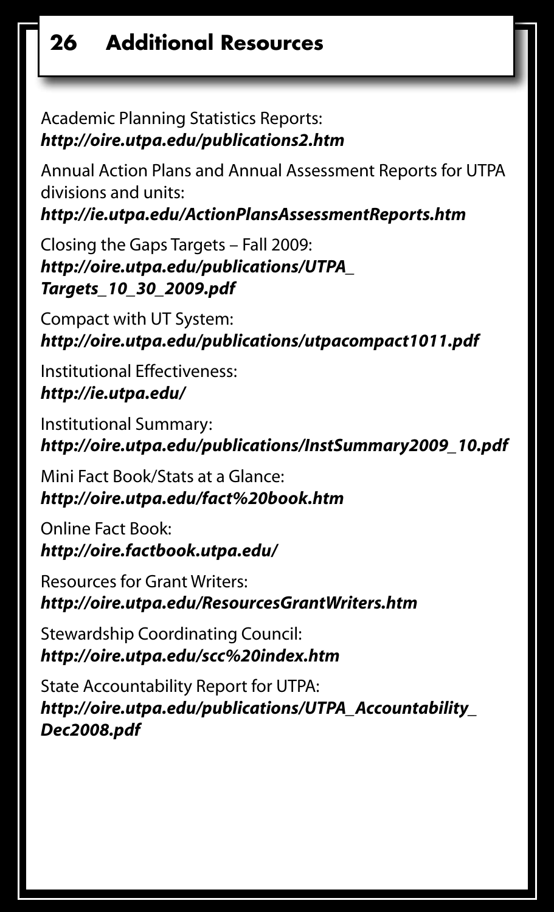# 26 Additional Resources

Academic Planning Statistics Reports:
***http://oire.utpa.edu/publications2.htm***

Annual Action Plans and Annual Assessment Reports for UTPA divisions and units:
***http://ie.utpa.edu/ActionPlansAssessmentReports.htm***

Closing the Gaps Targets – Fall 2009:
***http://oire.utpa.edu/publications/UTPA_Targets_10_30_2009.pdf***

Compact with UT System:
***http://oire.utpa.edu/publications/utpacompact1011.pdf***

Institutional Effectiveness:
***http://ie.utpa.edu/***

Institutional Summary:
***http://oire.utpa.edu/publications/InstSummary2009_10.pdf***

Mini Fact Book/Stats at a Glance:
***http://oire.utpa.edu/fact%20book.htm***

Online Fact Book:
***http://oire.factbook.utpa.edu/***

Resources for Grant Writers:
***http://oire.utpa.edu/ResourcesGrantWriters.htm***

Stewardship Coordinating Council:
***http://oire.utpa.edu/scc%20index.htm***

State Accountability Report for UTPA:
***http://oire.utpa.edu/publications/UTPA_Accountability_Dec2008.pdf***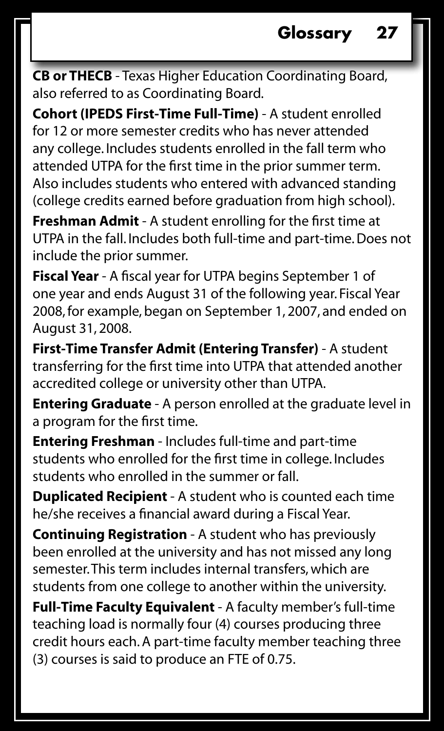**CB or THECB** - Texas Higher Education Coordinating Board, also referred to as Coordinating Board.

**Cohort (IPEDS First-Time Full-Time)** - A student enrolled for 12 or more semester credits who has never attended any college. Includes students enrolled in the fall term who attended UTPA for the first time in the prior summer term. Also includes students who entered with advanced standing (college credits earned before graduation from high school).

**Freshman Admit** - A student enrolling for the first time at UTPA in the fall. Includes both full-time and part-time. Does not include the prior summer.

**Fiscal Year** - A fiscal year for UTPA begins September 1 of one year and ends August 31 of the following year. Fiscal Year 2008, for example, began on September 1, 2007, and ended on August 31, 2008.

**First-Time Transfer Admit (Entering Transfer)** - A student transferring for the first time into UTPA that attended another accredited college or university other than UTPA.

**Entering Graduate** - A person enrolled at the graduate level in a program for the first time.

**Entering Freshman** - Includes full-time and part-time students who enrolled for the first time in college. Includes students who enrolled in the summer or fall.

**Duplicated Recipient** - A student who is counted each time he/she receives a financial award during a Fiscal Year.

**Continuing Registration** - A student who has previously been enrolled at the university and has not missed any long semester. This term includes internal transfers, which are students from one college to another within the university.

**Full-Time Faculty Equivalent** - A faculty member's full-time teaching load is normally four (4) courses producing three credit hours each. A part-time faculty member teaching three (3) courses is said to produce an FTE of 0.75.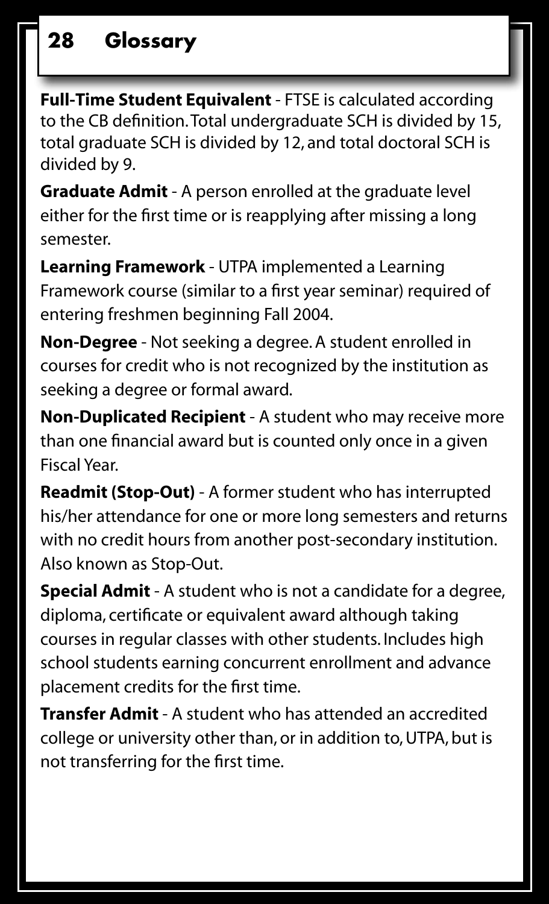# Glossary

**Full-Time Student Equivalent** - FTSE is calculated according to the CB definition. Total undergraduate SCH is divided by 15, total graduate SCH is divided by 12, and total doctoral SCH is divided by 9.

**Graduate Admit** - A person enrolled at the graduate level either for the first time or is reapplying after missing a long semester.

**Learning Framework** - UTPA implemented a Learning Framework course (similar to a first year seminar) required of entering freshmen beginning Fall 2004.

**Non-Degree** - Not seeking a degree. A student enrolled in courses for credit who is not recognized by the institution as seeking a degree or formal award.

**Non-Duplicated Recipient** - A student who may receive more than one financial award but is counted only once in a given Fiscal Year.

**Readmit (Stop-Out)** - A former student who has interrupted his/her attendance for one or more long semesters and returns with no credit hours from another post-secondary institution. Also known as Stop-Out.

**Special Admit** - A student who is not a candidate for a degree, diploma, certificate or equivalent award although taking courses in regular classes with other students. Includes high school students earning concurrent enrollment and advance placement credits for the first time.

**Transfer Admit** - A student who has attended an accredited college or university other than, or in addition to, UTPA, but is not transferring for the first time.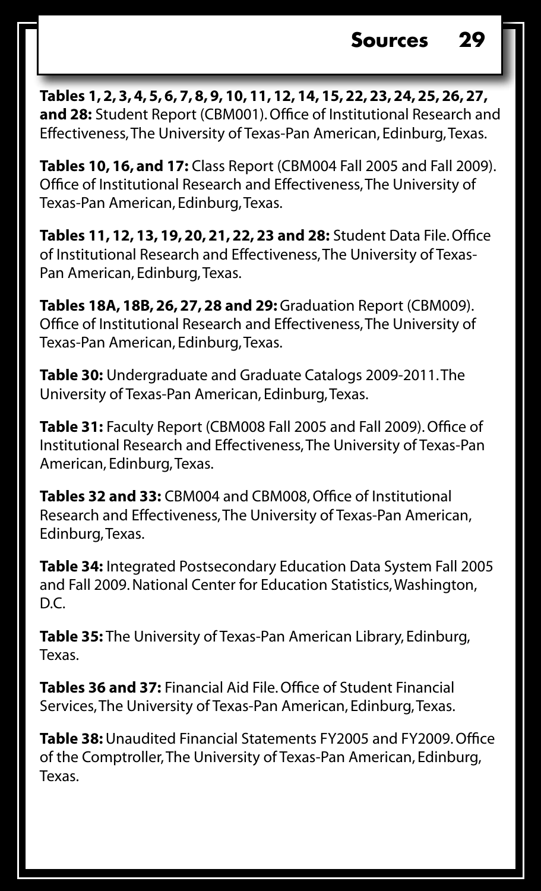# Sources

**Tables 1, 2, 3, 4, 5, 6, 7, 8, 9, 10, 11, 12, 14, 15, 22, 23, 24, 25, 26, 27, and 28:** Student Report (CBM001). Office of Institutional Research and Effectiveness, The University of Texas-Pan American, Edinburg, Texas.

**Tables 10, 16, and 17:** Class Report (CBM004 Fall 2005 and Fall 2009). Office of Institutional Research and Effectiveness, The University of Texas-Pan American, Edinburg, Texas.

**Tables 11, 12, 13, 19, 20, 21, 22, 23 and 28:** Student Data File. Office of Institutional Research and Effectiveness, The University of Texas-Pan American, Edinburg, Texas.

**Tables 18A, 18B, 26, 27, 28 and 29:** Graduation Report (CBM009). Office of Institutional Research and Effectiveness, The University of Texas-Pan American, Edinburg, Texas.

**Table 30:** Undergraduate and Graduate Catalogs 2009-2011. The University of Texas-Pan American, Edinburg, Texas.

**Table 31:** Faculty Report (CBM008 Fall 2005 and Fall 2009). Office of Institutional Research and Effectiveness, The University of Texas-Pan American, Edinburg, Texas.

**Tables 32 and 33:** CBM004 and CBM008, Office of Institutional Research and Effectiveness, The University of Texas-Pan American, Edinburg, Texas.

**Table 34:** Integrated Postsecondary Education Data System Fall 2005 and Fall 2009. National Center for Education Statistics, Washington, D.C.

**Table 35:** The University of Texas-Pan American Library, Edinburg, Texas.

**Tables 36 and 37:** Financial Aid File. Office of Student Financial Services, The University of Texas-Pan American, Edinburg, Texas.

**Table 38:** Unaudited Financial Statements FY2005 and FY2009. Office of the Comptroller, The University of Texas-Pan American, Edinburg, Texas.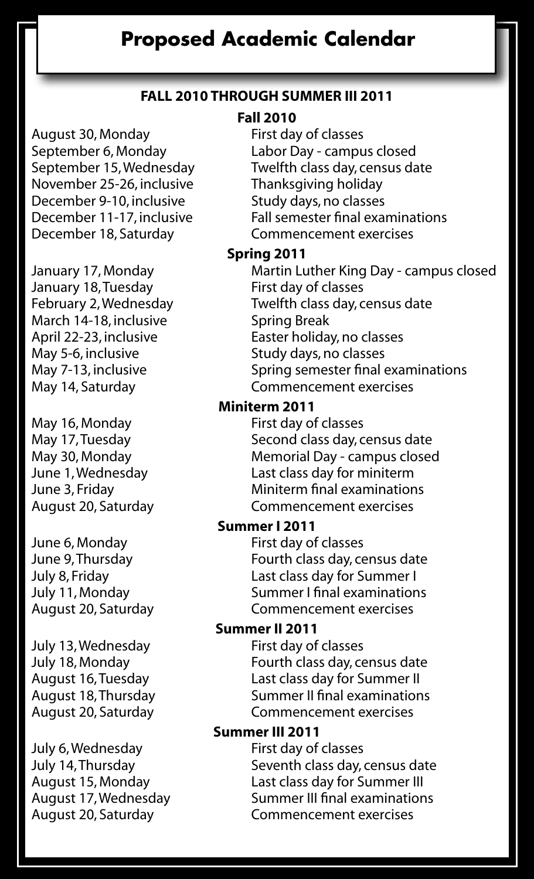# Proposed Academic Calendar

**FALL 2010 THROUGH SUMMER III 2011**

### Fall 2010

| | |
|---|---|
| August 30, Monday | First day of classes |
| September 6, Monday | Labor Day - campus closed |
| September 15, Wednesday | Twelfth class day, census date |
| November 25-26, inclusive | Thanksgiving holiday |
| December 9-10, inclusive | Study days, no classes |
| December 11-17, inclusive | Fall semester final examinations |
| December 18, Saturday | Commencement exercises |

### Spring 2011

| | |
|---|---|
| January 17, Monday | Martin Luther King Day - campus closed |
| January 18, Tuesday | First day of classes |
| February 2, Wednesday | Twelfth class day, census date |
| March 14-18, inclusive | Spring Break |
| April 22-23, inclusive | Easter holiday, no classes |
| May 5-6, inclusive | Study days, no classes |
| May 7-13, inclusive | Spring semester final examinations |
| May 14, Saturday | Commencement exercises |

### Miniterm 2011

| | |
|---|---|
| May 16, Monday | First day of classes |
| May 17, Tuesday | Second class day, census date |
| May 30, Monday | Memorial Day - campus closed |
| June 1, Wednesday | Last class day for miniterm |
| June 3, Friday | Miniterm final examinations |
| August 20, Saturday | Commencement exercises |

### Summer I 2011

| | |
|---|---|
| June 6, Monday | First day of classes |
| June 9, Thursday | Fourth class day, census date |
| July 8, Friday | Last class day for Summer I |
| July 11, Monday | Summer I final examinations |
| August 20, Saturday | Commencement exercises |

### Summer II 2011

| | |
|---|---|
| July 13, Wednesday | First day of classes |
| July 18, Monday | Fourth class day, census date |
| August 16, Tuesday | Last class day for Summer II |
| August 18, Thursday | Summer II final examinations |
| August 20, Saturday | Commencement exercises |

### Summer III 2011

| | |
|---|---|
| July 6, Wednesday | First day of classes |
| July 14, Thursday | Seventh class day, census date |
| August 15, Monday | Last class day for Summer III |
| August 17, Wednesday | Summer III final examinations |
| August 20, Saturday | Commencement exercises |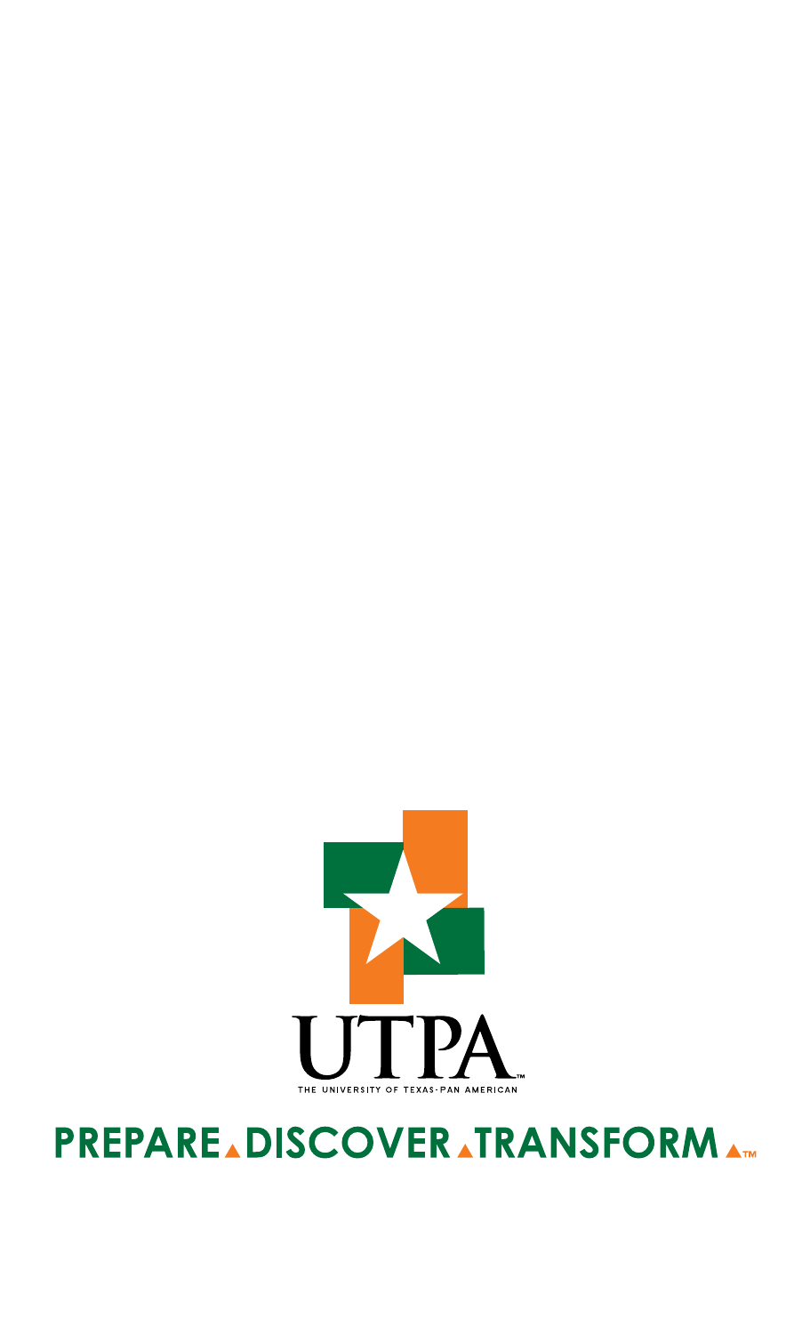UTPA

THE UNIVERSITY OF TEXAS-PAN AMERICAN

PREPARE ▲ DISCOVER ▲ TRANSFORM ▲™